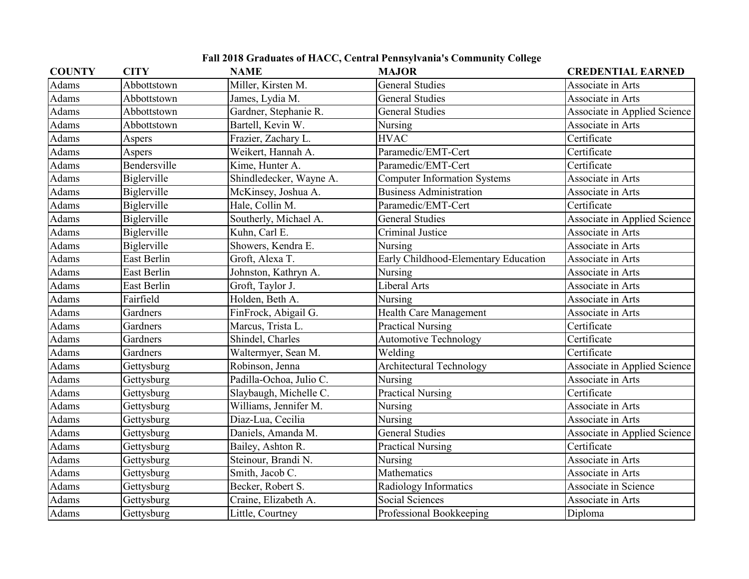# Fall 2018 Graduates of HACC, Central Pennsylvania's Community College

| COUNTY | CITY | NAME | MAJOR | CREDENTIAL EARNED |
|---|---|---|---|---|
| Adams | Abbottstown | Miller, Kirsten M. | General Studies | Associate in Arts |
| Adams | Abbottstown | James, Lydia M. | General Studies | Associate in Arts |
| Adams | Abbottstown | Gardner, Stephanie R. | General Studies | Associate in Applied Science |
| Adams | Abbottstown | Bartell, Kevin W. | Nursing | Associate in Arts |
| Adams | Aspers | Frazier, Zachary L. | HVAC | Certificate |
| Adams | Aspers | Weikert, Hannah A. | Paramedic/EMT-Cert | Certificate |
| Adams | Bendersville | Kime, Hunter A. | Paramedic/EMT-Cert | Certificate |
| Adams | Biglerville | Shindledecker, Wayne A. | Computer Information Systems | Associate in Arts |
| Adams | Biglerville | McKinsey, Joshua A. | Business Administration | Associate in Arts |
| Adams | Biglerville | Hale, Collin M. | Paramedic/EMT-Cert | Certificate |
| Adams | Biglerville | Southerly, Michael A. | General Studies | Associate in Applied Science |
| Adams | Biglerville | Kuhn, Carl E. | Criminal Justice | Associate in Arts |
| Adams | Biglerville | Showers, Kendra E. | Nursing | Associate in Arts |
| Adams | East Berlin | Groft, Alexa T. | Early Childhood-Elementary Education | Associate in Arts |
| Adams | East Berlin | Johnston, Kathryn A. | Nursing | Associate in Arts |
| Adams | East Berlin | Groft, Taylor J. | Liberal Arts | Associate in Arts |
| Adams | Fairfield | Holden, Beth A. | Nursing | Associate in Arts |
| Adams | Gardners | FinFrock, Abigail G. | Health Care Management | Associate in Arts |
| Adams | Gardners | Marcus, Trista L. | Practical Nursing | Certificate |
| Adams | Gardners | Shindel, Charles | Automotive Technology | Certificate |
| Adams | Gardners | Waltermyer, Sean M. | Welding | Certificate |
| Adams | Gettysburg | Robinson, Jenna | Architectural Technology | Associate in Applied Science |
| Adams | Gettysburg | Padilla-Ochoa, Julio C. | Nursing | Associate in Arts |
| Adams | Gettysburg | Slaybaugh, Michelle C. | Practical Nursing | Certificate |
| Adams | Gettysburg | Williams, Jennifer M. | Nursing | Associate in Arts |
| Adams | Gettysburg | Diaz-Lua, Cecilia | Nursing | Associate in Arts |
| Adams | Gettysburg | Daniels, Amanda M. | General Studies | Associate in Applied Science |
| Adams | Gettysburg | Bailey, Ashton R. | Practical Nursing | Certificate |
| Adams | Gettysburg | Steinour, Brandi N. | Nursing | Associate in Arts |
| Adams | Gettysburg | Smith, Jacob C. | Mathematics | Associate in Arts |
| Adams | Gettysburg | Becker, Robert S. | Radiology Informatics | Associate in Science |
| Adams | Gettysburg | Craine, Elizabeth A. | Social Sciences | Associate in Arts |
| Adams | Gettysburg | Little, Courtney | Professional Bookkeeping | Diploma |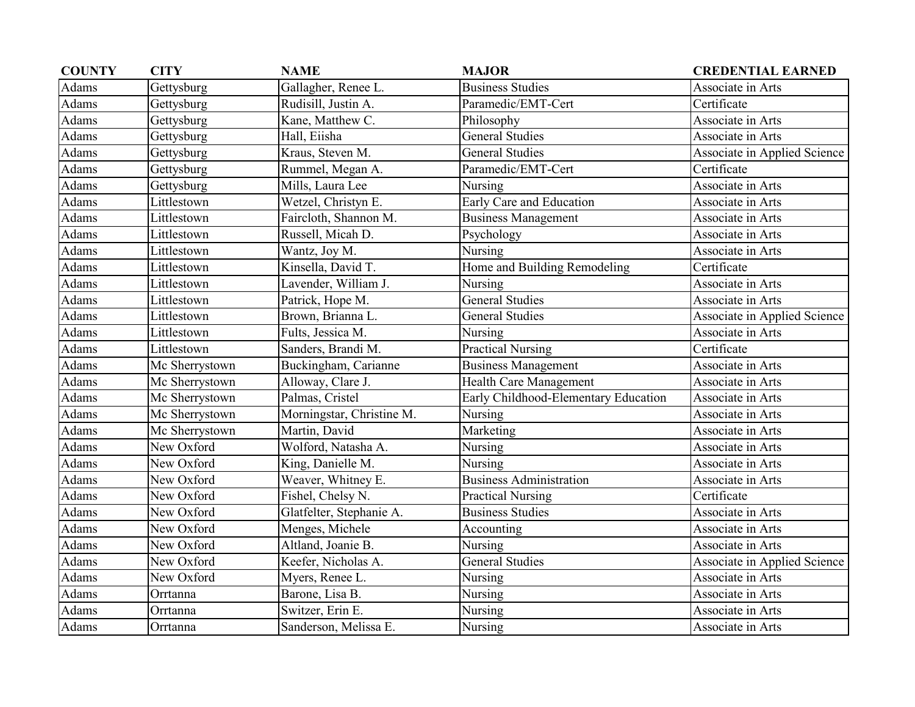| COUNTY | CITY | NAME | MAJOR | CREDENTIAL EARNED |
|---|---|---|---|---|
| Adams | Gettysburg | Gallagher, Renee L. | Business Studies | Associate in Arts |
| Adams | Gettysburg | Rudisill, Justin A. | Paramedic/EMT-Cert | Certificate |
| Adams | Gettysburg | Kane, Matthew C. | Philosophy | Associate in Arts |
| Adams | Gettysburg | Hall, Eiisha | General Studies | Associate in Arts |
| Adams | Gettysburg | Kraus, Steven M. | General Studies | Associate in Applied Science |
| Adams | Gettysburg | Rummel, Megan A. | Paramedic/EMT-Cert | Certificate |
| Adams | Gettysburg | Mills, Laura Lee | Nursing | Associate in Arts |
| Adams | Littlestown | Wetzel, Christyn E. | Early Care and Education | Associate in Arts |
| Adams | Littlestown | Faircloth, Shannon M. | Business Management | Associate in Arts |
| Adams | Littlestown | Russell, Micah D. | Psychology | Associate in Arts |
| Adams | Littlestown | Wantz, Joy M. | Nursing | Associate in Arts |
| Adams | Littlestown | Kinsella, David T. | Home and Building Remodeling | Certificate |
| Adams | Littlestown | Lavender, William J. | Nursing | Associate in Arts |
| Adams | Littlestown | Patrick, Hope M. | General Studies | Associate in Arts |
| Adams | Littlestown | Brown, Brianna L. | General Studies | Associate in Applied Science |
| Adams | Littlestown | Fults, Jessica M. | Nursing | Associate in Arts |
| Adams | Littlestown | Sanders, Brandi M. | Practical Nursing | Certificate |
| Adams | Mc Sherrystown | Buckingham, Carianne | Business Management | Associate in Arts |
| Adams | Mc Sherrystown | Alloway, Clare J. | Health Care Management | Associate in Arts |
| Adams | Mc Sherrystown | Palmas, Cristel | Early Childhood-Elementary Education | Associate in Arts |
| Adams | Mc Sherrystown | Morningstar, Christine M. | Nursing | Associate in Arts |
| Adams | Mc Sherrystown | Martin, David | Marketing | Associate in Arts |
| Adams | New Oxford | Wolford, Natasha A. | Nursing | Associate in Arts |
| Adams | New Oxford | King, Danielle M. | Nursing | Associate in Arts |
| Adams | New Oxford | Weaver, Whitney E. | Business Administration | Associate in Arts |
| Adams | New Oxford | Fishel, Chelsy N. | Practical Nursing | Certificate |
| Adams | New Oxford | Glatfelter, Stephanie A. | Business Studies | Associate in Arts |
| Adams | New Oxford | Menges, Michele | Accounting | Associate in Arts |
| Adams | New Oxford | Altland, Joanie B. | Nursing | Associate in Arts |
| Adams | New Oxford | Keefer, Nicholas A. | General Studies | Associate in Applied Science |
| Adams | New Oxford | Myers, Renee L. | Nursing | Associate in Arts |
| Adams | Orrtanna | Barone, Lisa B. | Nursing | Associate in Arts |
| Adams | Orrtanna | Switzer, Erin E. | Nursing | Associate in Arts |
| Adams | Orrtanna | Sanderson, Melissa E. | Nursing | Associate in Arts |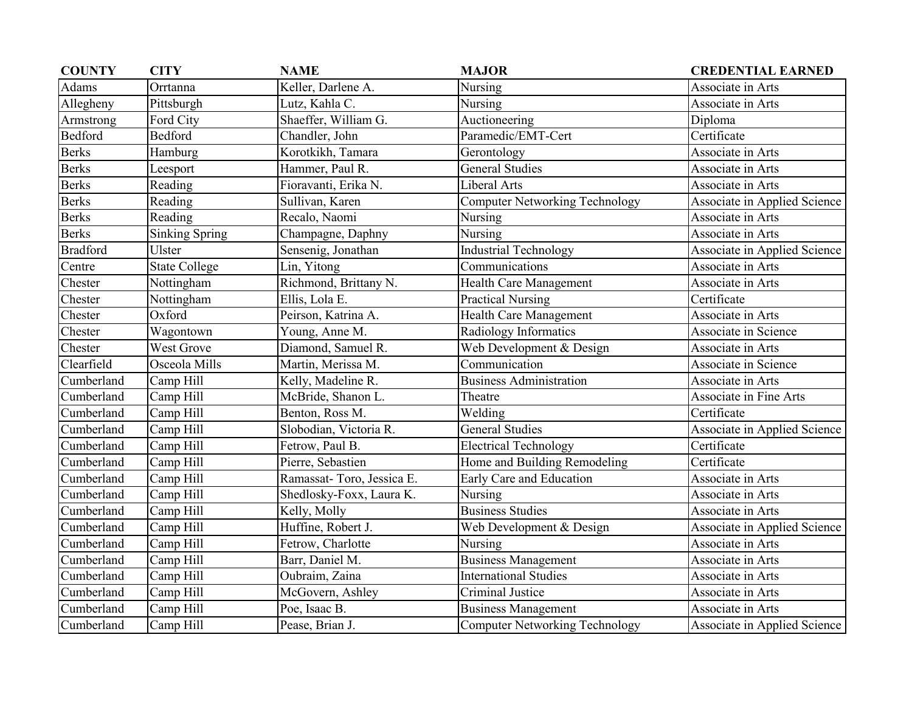| COUNTY | CITY | NAME | MAJOR | CREDENTIAL EARNED |
|---|---|---|---|---|
| Adams | Orrtanna | Keller, Darlene A. | Nursing | Associate in Arts |
| Allegheny | Pittsburgh | Lutz, Kahla C. | Nursing | Associate in Arts |
| Armstrong | Ford City | Shaeffer, William G. | Auctioneering | Diploma |
| Bedford | Bedford | Chandler, John | Paramedic/EMT-Cert | Certificate |
| Berks | Hamburg | Korotkikh, Tamara | Gerontology | Associate in Arts |
| Berks | Leesport | Hammer, Paul R. | General Studies | Associate in Arts |
| Berks | Reading | Fioravanti, Erika N. | Liberal Arts | Associate in Arts |
| Berks | Reading | Sullivan, Karen | Computer Networking Technology | Associate in Applied Science |
| Berks | Reading | Recalo, Naomi | Nursing | Associate in Arts |
| Berks | Sinking Spring | Champagne, Daphny | Nursing | Associate in Arts |
| Bradford | Ulster | Sensenig, Jonathan | Industrial Technology | Associate in Applied Science |
| Centre | State College | Lin, Yitong | Communications | Associate in Arts |
| Chester | Nottingham | Richmond, Brittany N. | Health Care Management | Associate in Arts |
| Chester | Nottingham | Ellis, Lola E. | Practical Nursing | Certificate |
| Chester | Oxford | Peirson, Katrina A. | Health Care Management | Associate in Arts |
| Chester | Wagontown | Young, Anne M. | Radiology Informatics | Associate in Science |
| Chester | West Grove | Diamond, Samuel R. | Web Development & Design | Associate in Arts |
| Clearfield | Osceola Mills | Martin, Merissa M. | Communication | Associate in Science |
| Cumberland | Camp Hill | Kelly, Madeline R. | Business Administration | Associate in Arts |
| Cumberland | Camp Hill | McBride, Shanon L. | Theatre | Associate in Fine Arts |
| Cumberland | Camp Hill | Benton, Ross M. | Welding | Certificate |
| Cumberland | Camp Hill | Slobodian, Victoria R. | General Studies | Associate in Applied Science |
| Cumberland | Camp Hill | Fetrow, Paul B. | Electrical Technology | Certificate |
| Cumberland | Camp Hill | Pierre, Sebastien | Home and Building Remodeling | Certificate |
| Cumberland | Camp Hill | Ramassat- Toro, Jessica E. | Early Care and Education | Associate in Arts |
| Cumberland | Camp Hill | Shedlosky-Foxx, Laura K. | Nursing | Associate in Arts |
| Cumberland | Camp Hill | Kelly, Molly | Business Studies | Associate in Arts |
| Cumberland | Camp Hill | Huffine, Robert J. | Web Development & Design | Associate in Applied Science |
| Cumberland | Camp Hill | Fetrow, Charlotte | Nursing | Associate in Arts |
| Cumberland | Camp Hill | Barr, Daniel M. | Business Management | Associate in Arts |
| Cumberland | Camp Hill | Oubraim, Zaina | International Studies | Associate in Arts |
| Cumberland | Camp Hill | McGovern, Ashley | Criminal Justice | Associate in Arts |
| Cumberland | Camp Hill | Poe, Isaac B. | Business Management | Associate in Arts |
| Cumberland | Camp Hill | Pease, Brian J. | Computer Networking Technology | Associate in Applied Science |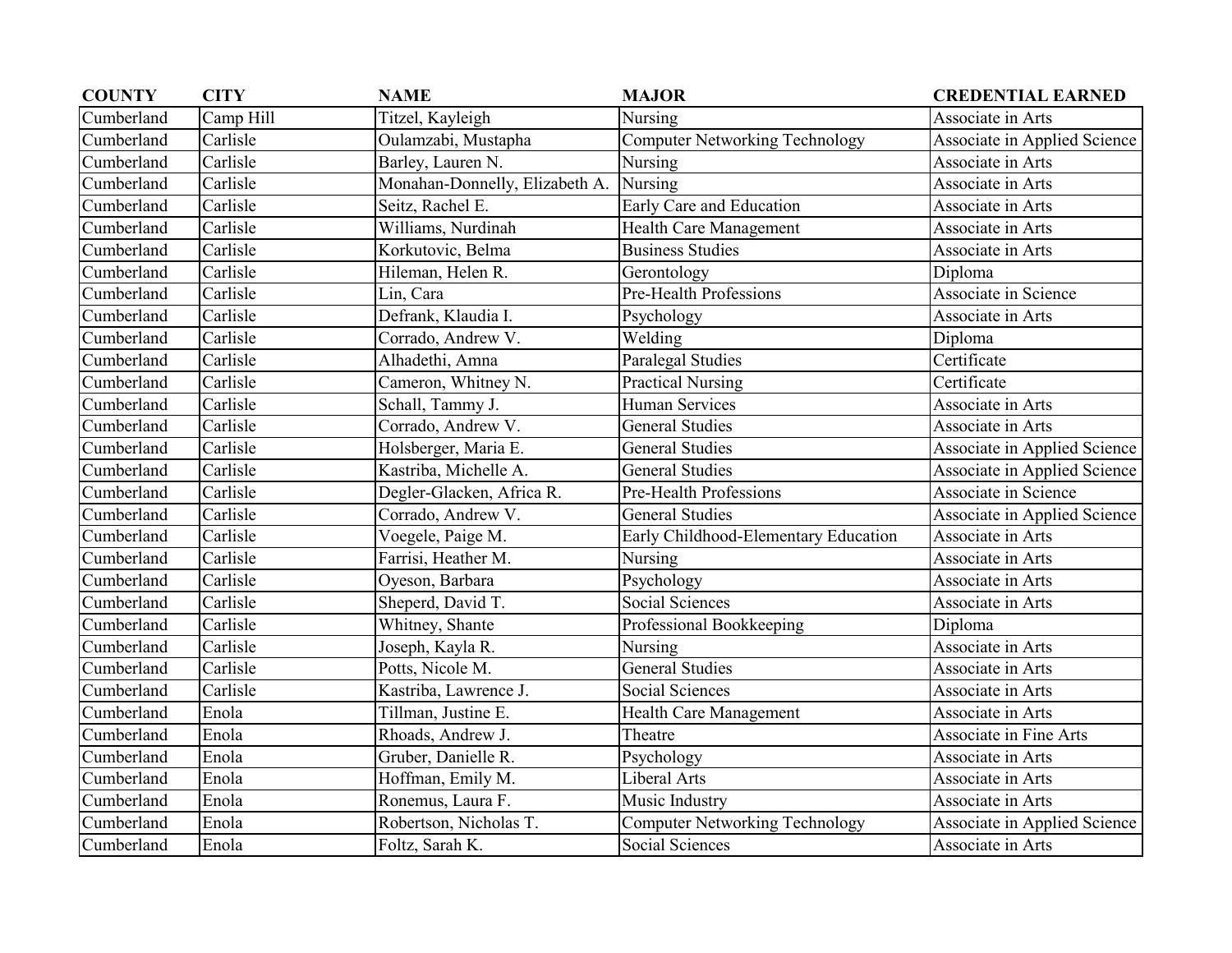| COUNTY | CITY | NAME | MAJOR | CREDENTIAL EARNED |
| --- | --- | --- | --- | --- |
| Cumberland | Camp Hill | Titzel, Kayleigh | Nursing | Associate in Arts |
| Cumberland | Carlisle | Oulamzabi, Mustapha | Computer Networking Technology | Associate in Applied Science |
| Cumberland | Carlisle | Barley, Lauren N. | Nursing | Associate in Arts |
| Cumberland | Carlisle | Monahan-Donnelly, Elizabeth A. | Nursing | Associate in Arts |
| Cumberland | Carlisle | Seitz, Rachel E. | Early Care and Education | Associate in Arts |
| Cumberland | Carlisle | Williams, Nurdinah | Health Care Management | Associate in Arts |
| Cumberland | Carlisle | Korkutovic, Belma | Business Studies | Associate in Arts |
| Cumberland | Carlisle | Hileman, Helen R. | Gerontology | Diploma |
| Cumberland | Carlisle | Lin, Cara | Pre-Health Professions | Associate in Science |
| Cumberland | Carlisle | Defrank, Klaudia I. | Psychology | Associate in Arts |
| Cumberland | Carlisle | Corrado, Andrew V. | Welding | Diploma |
| Cumberland | Carlisle | Alhadethi, Amna | Paralegal Studies | Certificate |
| Cumberland | Carlisle | Cameron, Whitney N. | Practical Nursing | Certificate |
| Cumberland | Carlisle | Schall, Tammy J. | Human Services | Associate in Arts |
| Cumberland | Carlisle | Corrado, Andrew V. | General Studies | Associate in Arts |
| Cumberland | Carlisle | Holsberger, Maria E. | General Studies | Associate in Applied Science |
| Cumberland | Carlisle | Kastriba, Michelle A. | General Studies | Associate in Applied Science |
| Cumberland | Carlisle | Degler-Glacken, Africa R. | Pre-Health Professions | Associate in Science |
| Cumberland | Carlisle | Corrado, Andrew V. | General Studies | Associate in Applied Science |
| Cumberland | Carlisle | Voegele, Paige M. | Early Childhood-Elementary Education | Associate in Arts |
| Cumberland | Carlisle | Farrisi, Heather M. | Nursing | Associate in Arts |
| Cumberland | Carlisle | Oyeson, Barbara | Psychology | Associate in Arts |
| Cumberland | Carlisle | Sheperd, David T. | Social Sciences | Associate in Arts |
| Cumberland | Carlisle | Whitney, Shante | Professional Bookkeeping | Diploma |
| Cumberland | Carlisle | Joseph, Kayla R. | Nursing | Associate in Arts |
| Cumberland | Carlisle | Potts, Nicole M. | General Studies | Associate in Arts |
| Cumberland | Carlisle | Kastriba, Lawrence J. | Social Sciences | Associate in Arts |
| Cumberland | Enola | Tillman, Justine E. | Health Care Management | Associate in Arts |
| Cumberland | Enola | Rhoads, Andrew J. | Theatre | Associate in Fine Arts |
| Cumberland | Enola | Gruber, Danielle R. | Psychology | Associate in Arts |
| Cumberland | Enola | Hoffman, Emily M. | Liberal Arts | Associate in Arts |
| Cumberland | Enola | Ronemus, Laura F. | Music Industry | Associate in Arts |
| Cumberland | Enola | Robertson, Nicholas T. | Computer Networking Technology | Associate in Applied Science |
| Cumberland | Enola | Foltz, Sarah K. | Social Sciences | Associate in Arts |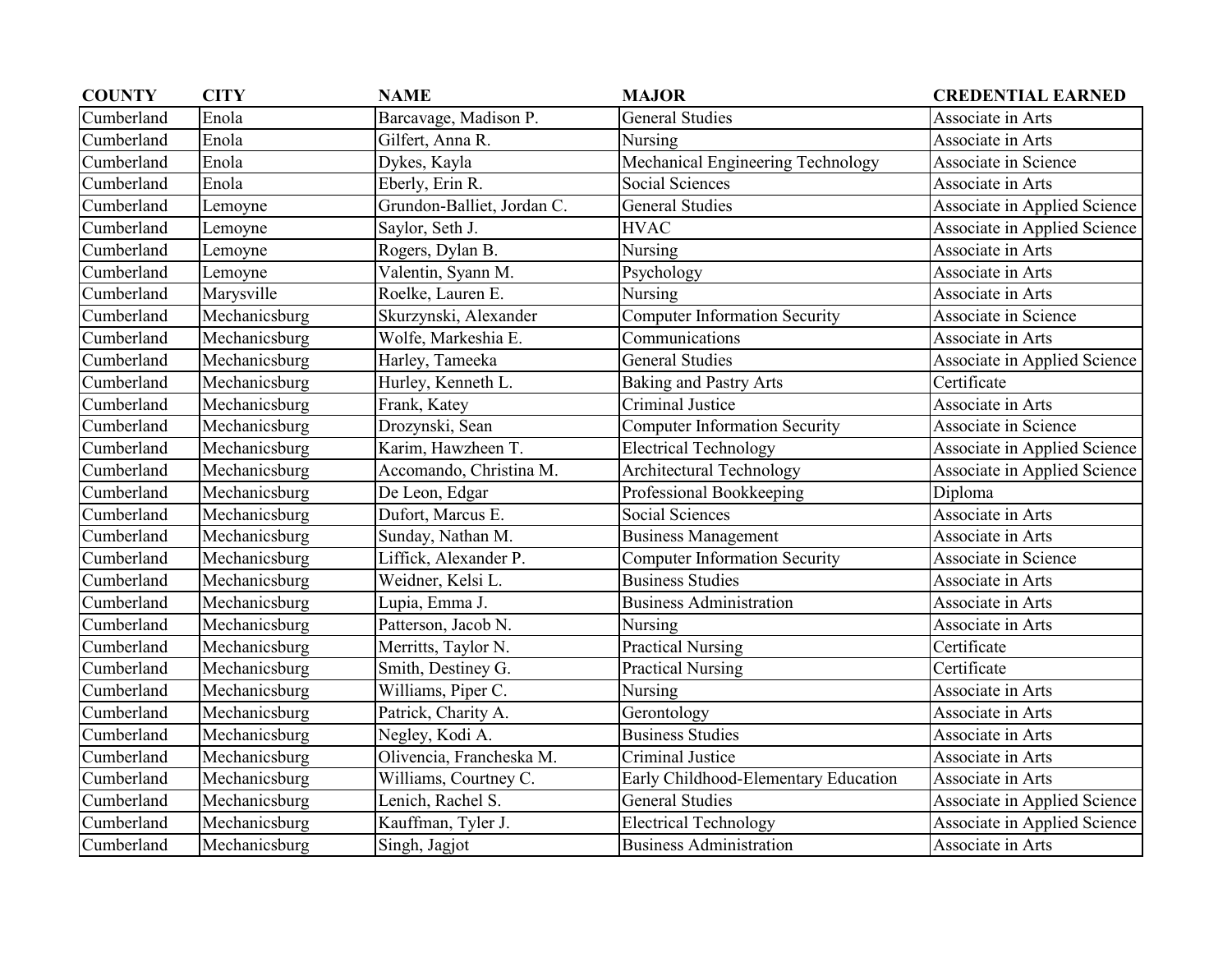| COUNTY | CITY | NAME | MAJOR | CREDENTIAL EARNED |
|---|---|---|---|---|
| Cumberland | Enola | Barcavage, Madison P. | General Studies | Associate in Arts |
| Cumberland | Enola | Gilfert, Anna R. | Nursing | Associate in Arts |
| Cumberland | Enola | Dykes, Kayla | Mechanical Engineering Technology | Associate in Science |
| Cumberland | Enola | Eberly, Erin R. | Social Sciences | Associate in Arts |
| Cumberland | Lemoyne | Grundon-Balliet, Jordan C. | General Studies | Associate in Applied Science |
| Cumberland | Lemoyne | Saylor, Seth J. | HVAC | Associate in Applied Science |
| Cumberland | Lemoyne | Rogers, Dylan B. | Nursing | Associate in Arts |
| Cumberland | Lemoyne | Valentin, Syann M. | Psychology | Associate in Arts |
| Cumberland | Marysville | Roelke, Lauren E. | Nursing | Associate in Arts |
| Cumberland | Mechanicsburg | Skurzynski, Alexander | Computer Information Security | Associate in Science |
| Cumberland | Mechanicsburg | Wolfe, Markeshia E. | Communications | Associate in Arts |
| Cumberland | Mechanicsburg | Harley, Tameeka | General Studies | Associate in Applied Science |
| Cumberland | Mechanicsburg | Hurley, Kenneth L. | Baking and Pastry Arts | Certificate |
| Cumberland | Mechanicsburg | Frank, Katey | Criminal Justice | Associate in Arts |
| Cumberland | Mechanicsburg | Drozynski, Sean | Computer Information Security | Associate in Science |
| Cumberland | Mechanicsburg | Karim, Hawzheen T. | Electrical Technology | Associate in Applied Science |
| Cumberland | Mechanicsburg | Accomando, Christina M. | Architectural Technology | Associate in Applied Science |
| Cumberland | Mechanicsburg | De Leon, Edgar | Professional Bookkeeping | Diploma |
| Cumberland | Mechanicsburg | Dufort, Marcus E. | Social Sciences | Associate in Arts |
| Cumberland | Mechanicsburg | Sunday, Nathan M. | Business Management | Associate in Arts |
| Cumberland | Mechanicsburg | Liffick, Alexander P. | Computer Information Security | Associate in Science |
| Cumberland | Mechanicsburg | Weidner, Kelsi L. | Business Studies | Associate in Arts |
| Cumberland | Mechanicsburg | Lupia, Emma J. | Business Administration | Associate in Arts |
| Cumberland | Mechanicsburg | Patterson, Jacob N. | Nursing | Associate in Arts |
| Cumberland | Mechanicsburg | Merritts, Taylor N. | Practical Nursing | Certificate |
| Cumberland | Mechanicsburg | Smith, Destiney G. | Practical Nursing | Certificate |
| Cumberland | Mechanicsburg | Williams, Piper C. | Nursing | Associate in Arts |
| Cumberland | Mechanicsburg | Patrick, Charity A. | Gerontology | Associate in Arts |
| Cumberland | Mechanicsburg | Negley, Kodi A. | Business Studies | Associate in Arts |
| Cumberland | Mechanicsburg | Olivencia, Francheska M. | Criminal Justice | Associate in Arts |
| Cumberland | Mechanicsburg | Williams, Courtney C. | Early Childhood-Elementary Education | Associate in Arts |
| Cumberland | Mechanicsburg | Lenich, Rachel S. | General Studies | Associate in Applied Science |
| Cumberland | Mechanicsburg | Kauffman, Tyler J. | Electrical Technology | Associate in Applied Science |
| Cumberland | Mechanicsburg | Singh, Jagjot | Business Administration | Associate in Arts |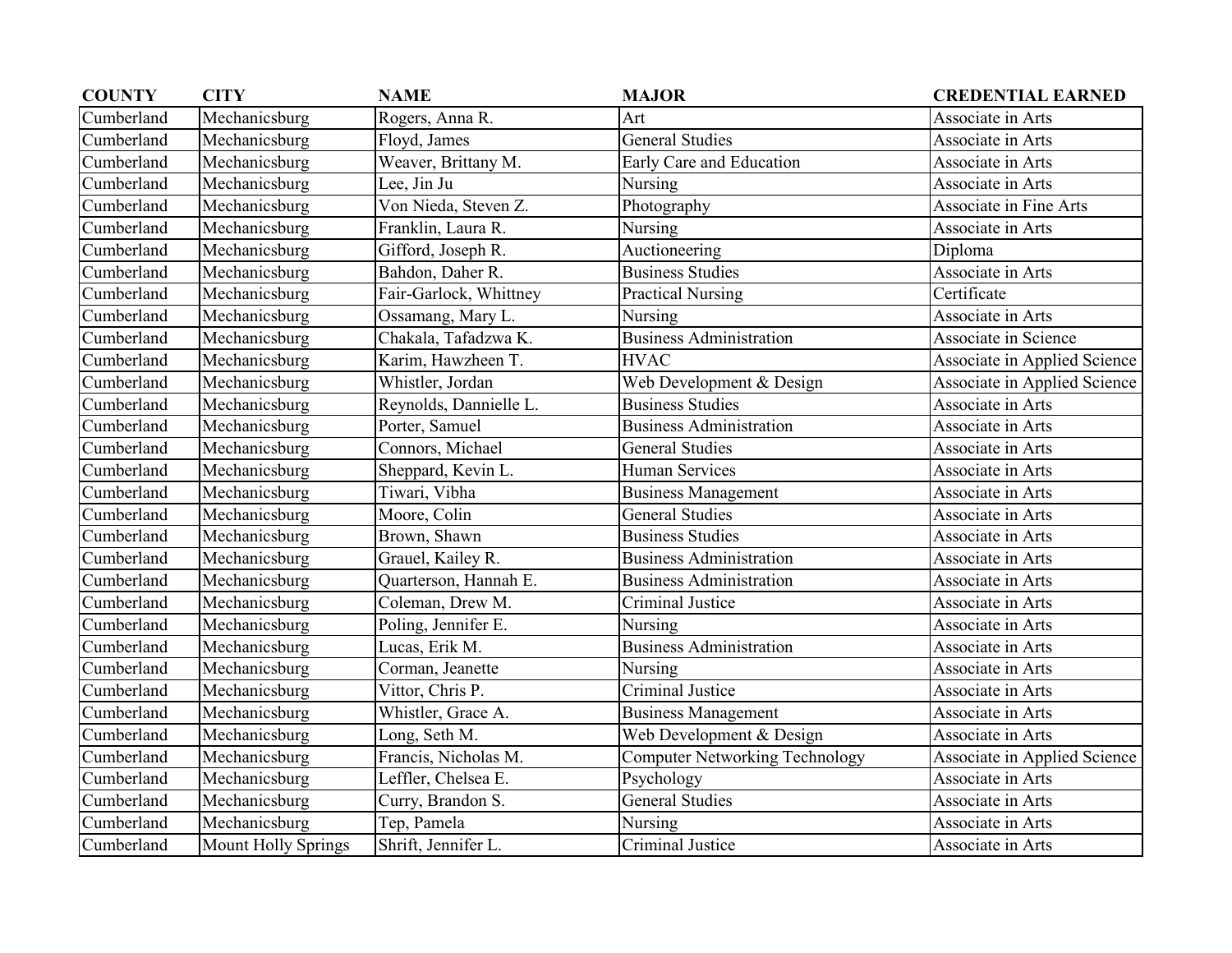| COUNTY | CITY | NAME | MAJOR | CREDENTIAL EARNED |
|---|---|---|---|---|
| Cumberland | Mechanicsburg | Rogers, Anna R. | Art | Associate in Arts |
| Cumberland | Mechanicsburg | Floyd, James | General Studies | Associate in Arts |
| Cumberland | Mechanicsburg | Weaver, Brittany M. | Early Care and Education | Associate in Arts |
| Cumberland | Mechanicsburg | Lee, Jin Ju | Nursing | Associate in Arts |
| Cumberland | Mechanicsburg | Von Nieda, Steven Z. | Photography | Associate in Fine Arts |
| Cumberland | Mechanicsburg | Franklin, Laura R. | Nursing | Associate in Arts |
| Cumberland | Mechanicsburg | Gifford, Joseph R. | Auctioneering | Diploma |
| Cumberland | Mechanicsburg | Bahdon, Daher R. | Business Studies | Associate in Arts |
| Cumberland | Mechanicsburg | Fair-Garlock, Whittney | Practical Nursing | Certificate |
| Cumberland | Mechanicsburg | Ossamang, Mary L. | Nursing | Associate in Arts |
| Cumberland | Mechanicsburg | Chakala, Tafadzwa K. | Business Administration | Associate in Science |
| Cumberland | Mechanicsburg | Karim, Hawzheen T. | HVAC | Associate in Applied Science |
| Cumberland | Mechanicsburg | Whistler, Jordan | Web Development & Design | Associate in Applied Science |
| Cumberland | Mechanicsburg | Reynolds, Dannielle L. | Business Studies | Associate in Arts |
| Cumberland | Mechanicsburg | Porter, Samuel | Business Administration | Associate in Arts |
| Cumberland | Mechanicsburg | Connors, Michael | General Studies | Associate in Arts |
| Cumberland | Mechanicsburg | Sheppard, Kevin L. | Human Services | Associate in Arts |
| Cumberland | Mechanicsburg | Tiwari, Vibha | Business Management | Associate in Arts |
| Cumberland | Mechanicsburg | Moore, Colin | General Studies | Associate in Arts |
| Cumberland | Mechanicsburg | Brown, Shawn | Business Studies | Associate in Arts |
| Cumberland | Mechanicsburg | Grauel, Kailey R. | Business Administration | Associate in Arts |
| Cumberland | Mechanicsburg | Quarterson, Hannah E. | Business Administration | Associate in Arts |
| Cumberland | Mechanicsburg | Coleman, Drew M. | Criminal Justice | Associate in Arts |
| Cumberland | Mechanicsburg | Poling, Jennifer E. | Nursing | Associate in Arts |
| Cumberland | Mechanicsburg | Lucas, Erik M. | Business Administration | Associate in Arts |
| Cumberland | Mechanicsburg | Corman, Jeanette | Nursing | Associate in Arts |
| Cumberland | Mechanicsburg | Vittor, Chris P. | Criminal Justice | Associate in Arts |
| Cumberland | Mechanicsburg | Whistler, Grace A. | Business Management | Associate in Arts |
| Cumberland | Mechanicsburg | Long, Seth M. | Web Development & Design | Associate in Arts |
| Cumberland | Mechanicsburg | Francis, Nicholas M. | Computer Networking Technology | Associate in Applied Science |
| Cumberland | Mechanicsburg | Leffler, Chelsea E. | Psychology | Associate in Arts |
| Cumberland | Mechanicsburg | Curry, Brandon S. | General Studies | Associate in Arts |
| Cumberland | Mechanicsburg | Tep, Pamela | Nursing | Associate in Arts |
| Cumberland | Mount Holly Springs | Shrift, Jennifer L. | Criminal Justice | Associate in Arts |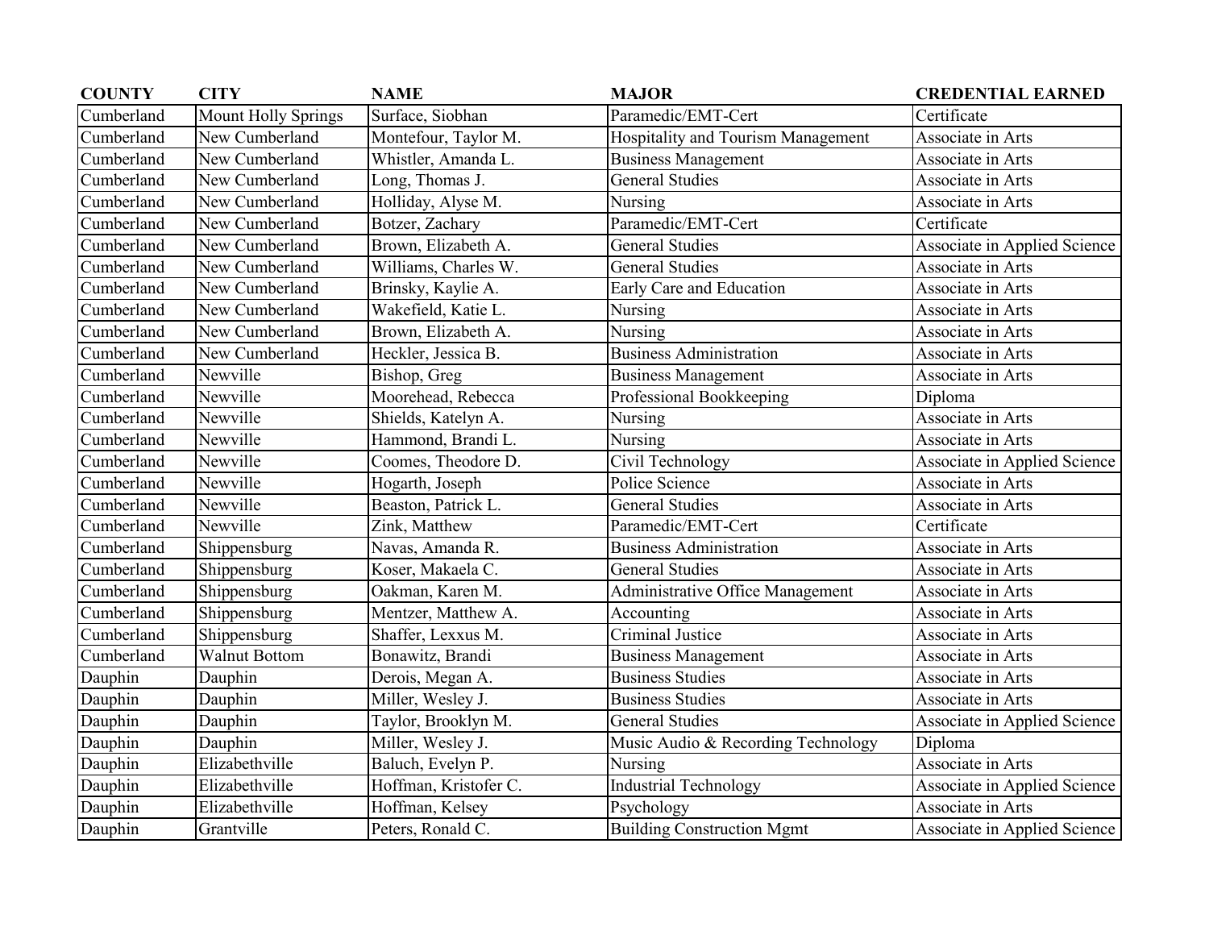| COUNTY | CITY | NAME | MAJOR | CREDENTIAL EARNED |
|---|---|---|---|---|
| Cumberland | Mount Holly Springs | Surface, Siobhan | Paramedic/EMT-Cert | Certificate |
| Cumberland | New Cumberland | Montefour, Taylor M. | Hospitality and Tourism Management | Associate in Arts |
| Cumberland | New Cumberland | Whistler, Amanda L. | Business Management | Associate in Arts |
| Cumberland | New Cumberland | Long, Thomas J. | General Studies | Associate in Arts |
| Cumberland | New Cumberland | Holliday, Alyse M. | Nursing | Associate in Arts |
| Cumberland | New Cumberland | Botzer, Zachary | Paramedic/EMT-Cert | Certificate |
| Cumberland | New Cumberland | Brown, Elizabeth A. | General Studies | Associate in Applied Science |
| Cumberland | New Cumberland | Williams, Charles W. | General Studies | Associate in Arts |
| Cumberland | New Cumberland | Brinsky, Kaylie A. | Early Care and Education | Associate in Arts |
| Cumberland | New Cumberland | Wakefield, Katie L. | Nursing | Associate in Arts |
| Cumberland | New Cumberland | Brown, Elizabeth A. | Nursing | Associate in Arts |
| Cumberland | New Cumberland | Heckler, Jessica B. | Business Administration | Associate in Arts |
| Cumberland | Newville | Bishop, Greg | Business Management | Associate in Arts |
| Cumberland | Newville | Moorehead, Rebecca | Professional Bookkeeping | Diploma |
| Cumberland | Newville | Shields, Katelyn A. | Nursing | Associate in Arts |
| Cumberland | Newville | Hammond, Brandi L. | Nursing | Associate in Arts |
| Cumberland | Newville | Coomes, Theodore D. | Civil Technology | Associate in Applied Science |
| Cumberland | Newville | Hogarth, Joseph | Police Science | Associate in Arts |
| Cumberland | Newville | Beaston, Patrick L. | General Studies | Associate in Arts |
| Cumberland | Newville | Zink, Matthew | Paramedic/EMT-Cert | Certificate |
| Cumberland | Shippensburg | Navas, Amanda R. | Business Administration | Associate in Arts |
| Cumberland | Shippensburg | Koser, Makaela C. | General Studies | Associate in Arts |
| Cumberland | Shippensburg | Oakman, Karen M. | Administrative Office Management | Associate in Arts |
| Cumberland | Shippensburg | Mentzer, Matthew A. | Accounting | Associate in Arts |
| Cumberland | Shippensburg | Shaffer, Lexxus M. | Criminal Justice | Associate in Arts |
| Cumberland | Walnut Bottom | Bonawitz, Brandi | Business Management | Associate in Arts |
| Dauphin | Dauphin | Derois, Megan A. | Business Studies | Associate in Arts |
| Dauphin | Dauphin | Miller, Wesley J. | Business Studies | Associate in Arts |
| Dauphin | Dauphin | Taylor, Brooklyn M. | General Studies | Associate in Applied Science |
| Dauphin | Dauphin | Miller, Wesley J. | Music Audio & Recording Technology | Diploma |
| Dauphin | Elizabethville | Baluch, Evelyn P. | Nursing | Associate in Arts |
| Dauphin | Elizabethville | Hoffman, Kristofer C. | Industrial Technology | Associate in Applied Science |
| Dauphin | Elizabethville | Hoffman, Kelsey | Psychology | Associate in Arts |
| Dauphin | Grantville | Peters, Ronald C. | Building Construction Mgmt | Associate in Applied Science |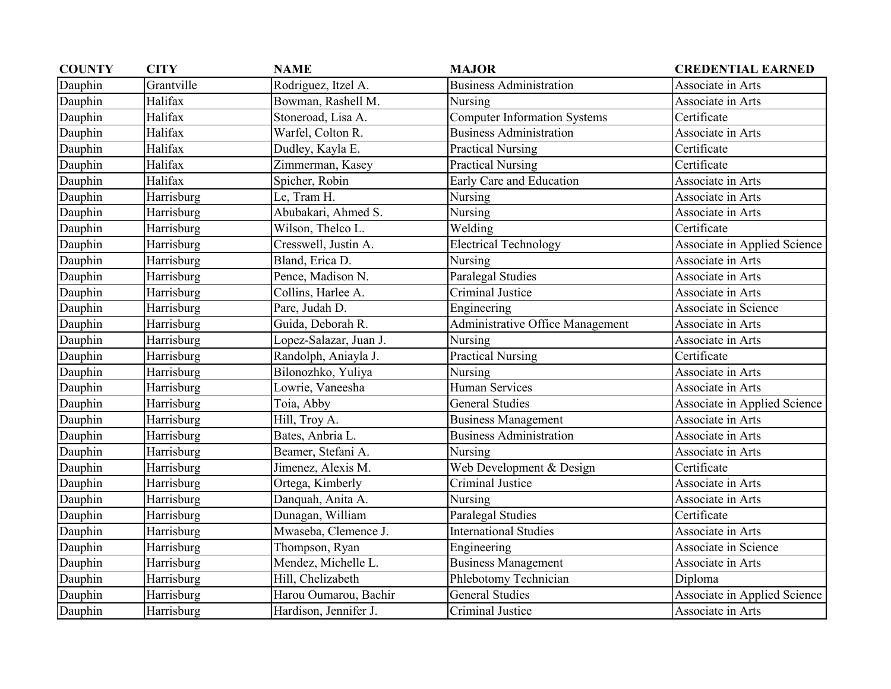| COUNTY | CITY | NAME | MAJOR | CREDENTIAL EARNED |
|---|---|---|---|---|
| Dauphin | Grantville | Rodriguez, Itzel A. | Business Administration | Associate in Arts |
| Dauphin | Halifax | Bowman, Rashell M. | Nursing | Associate in Arts |
| Dauphin | Halifax | Stoneroad, Lisa A. | Computer Information Systems | Certificate |
| Dauphin | Halifax | Warfel, Colton R. | Business Administration | Associate in Arts |
| Dauphin | Halifax | Dudley, Kayla E. | Practical Nursing | Certificate |
| Dauphin | Halifax | Zimmerman, Kasey | Practical Nursing | Certificate |
| Dauphin | Halifax | Spicher, Robin | Early Care and Education | Associate in Arts |
| Dauphin | Harrisburg | Le, Tram H. | Nursing | Associate in Arts |
| Dauphin | Harrisburg | Abubakari, Ahmed S. | Nursing | Associate in Arts |
| Dauphin | Harrisburg | Wilson, Thelco L. | Welding | Certificate |
| Dauphin | Harrisburg | Cresswell, Justin A. | Electrical Technology | Associate in Applied Science |
| Dauphin | Harrisburg | Bland, Erica D. | Nursing | Associate in Arts |
| Dauphin | Harrisburg | Pence, Madison N. | Paralegal Studies | Associate in Arts |
| Dauphin | Harrisburg | Collins, Harlee A. | Criminal Justice | Associate in Arts |
| Dauphin | Harrisburg | Pare, Judah D. | Engineering | Associate in Science |
| Dauphin | Harrisburg | Guida, Deborah R. | Administrative Office Management | Associate in Arts |
| Dauphin | Harrisburg | Lopez-Salazar, Juan J. | Nursing | Associate in Arts |
| Dauphin | Harrisburg | Randolph, Aniayla J. | Practical Nursing | Certificate |
| Dauphin | Harrisburg | Bilonozhko, Yuliya | Nursing | Associate in Arts |
| Dauphin | Harrisburg | Lowrie, Vaneesha | Human Services | Associate in Arts |
| Dauphin | Harrisburg | Toia, Abby | General Studies | Associate in Applied Science |
| Dauphin | Harrisburg | Hill, Troy A. | Business Management | Associate in Arts |
| Dauphin | Harrisburg | Bates, Anbria L. | Business Administration | Associate in Arts |
| Dauphin | Harrisburg | Beamer, Stefani A. | Nursing | Associate in Arts |
| Dauphin | Harrisburg | Jimenez, Alexis M. | Web Development & Design | Certificate |
| Dauphin | Harrisburg | Ortega, Kimberly | Criminal Justice | Associate in Arts |
| Dauphin | Harrisburg | Danquah, Anita A. | Nursing | Associate in Arts |
| Dauphin | Harrisburg | Dunagan, William | Paralegal Studies | Certificate |
| Dauphin | Harrisburg | Mwaseba, Clemence J. | International Studies | Associate in Arts |
| Dauphin | Harrisburg | Thompson, Ryan | Engineering | Associate in Science |
| Dauphin | Harrisburg | Mendez, Michelle L. | Business Management | Associate in Arts |
| Dauphin | Harrisburg | Hill, Chelizabeth | Phlebotomy Technician | Diploma |
| Dauphin | Harrisburg | Harou Oumarou, Bachir | General Studies | Associate in Applied Science |
| Dauphin | Harrisburg | Hardison, Jennifer J. | Criminal Justice | Associate in Arts |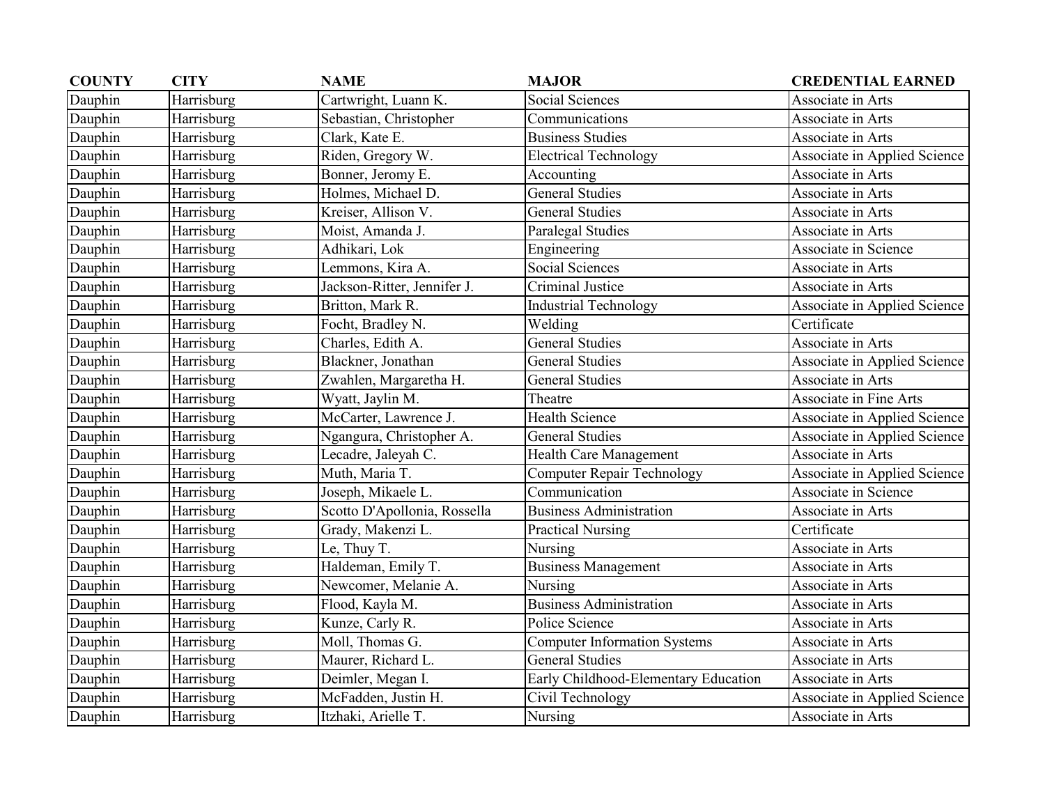| COUNTY | CITY | NAME | MAJOR | CREDENTIAL EARNED |
|---|---|---|---|---|
| Dauphin | Harrisburg | Cartwright, Luann K. | Social Sciences | Associate in Arts |
| Dauphin | Harrisburg | Sebastian, Christopher | Communications | Associate in Arts |
| Dauphin | Harrisburg | Clark, Kate E. | Business Studies | Associate in Arts |
| Dauphin | Harrisburg | Riden, Gregory W. | Electrical Technology | Associate in Applied Science |
| Dauphin | Harrisburg | Bonner, Jeromy E. | Accounting | Associate in Arts |
| Dauphin | Harrisburg | Holmes, Michael D. | General Studies | Associate in Arts |
| Dauphin | Harrisburg | Kreiser, Allison V. | General Studies | Associate in Arts |
| Dauphin | Harrisburg | Moist, Amanda J. | Paralegal Studies | Associate in Arts |
| Dauphin | Harrisburg | Adhikari, Lok | Engineering | Associate in Science |
| Dauphin | Harrisburg | Lemmons, Kira A. | Social Sciences | Associate in Arts |
| Dauphin | Harrisburg | Jackson-Ritter, Jennifer J. | Criminal Justice | Associate in Arts |
| Dauphin | Harrisburg | Britton, Mark R. | Industrial Technology | Associate in Applied Science |
| Dauphin | Harrisburg | Focht, Bradley N. | Welding | Certificate |
| Dauphin | Harrisburg | Charles, Edith A. | General Studies | Associate in Arts |
| Dauphin | Harrisburg | Blackner, Jonathan | General Studies | Associate in Applied Science |
| Dauphin | Harrisburg | Zwahlen, Margaretha H. | General Studies | Associate in Arts |
| Dauphin | Harrisburg | Wyatt, Jaylin M. | Theatre | Associate in Fine Arts |
| Dauphin | Harrisburg | McCarter, Lawrence J. | Health Science | Associate in Applied Science |
| Dauphin | Harrisburg | Ngangura, Christopher A. | General Studies | Associate in Applied Science |
| Dauphin | Harrisburg | Lecadre, Jaleyah C. | Health Care Management | Associate in Arts |
| Dauphin | Harrisburg | Muth, Maria T. | Computer Repair Technology | Associate in Applied Science |
| Dauphin | Harrisburg | Joseph, Mikaele L. | Communication | Associate in Science |
| Dauphin | Harrisburg | Scotto D'Apollonia, Rossella | Business Administration | Associate in Arts |
| Dauphin | Harrisburg | Grady, Makenzi L. | Practical Nursing | Certificate |
| Dauphin | Harrisburg | Le, Thuy T. | Nursing | Associate in Arts |
| Dauphin | Harrisburg | Haldeman, Emily T. | Business Management | Associate in Arts |
| Dauphin | Harrisburg | Newcomer, Melanie A. | Nursing | Associate in Arts |
| Dauphin | Harrisburg | Flood, Kayla M. | Business Administration | Associate in Arts |
| Dauphin | Harrisburg | Kunze, Carly R. | Police Science | Associate in Arts |
| Dauphin | Harrisburg | Moll, Thomas G. | Computer Information Systems | Associate in Arts |
| Dauphin | Harrisburg | Maurer, Richard L. | General Studies | Associate in Arts |
| Dauphin | Harrisburg | Deimler, Megan I. | Early Childhood-Elementary Education | Associate in Arts |
| Dauphin | Harrisburg | McFadden, Justin H. | Civil Technology | Associate in Applied Science |
| Dauphin | Harrisburg | Itzhaki, Arielle T. | Nursing | Associate in Arts |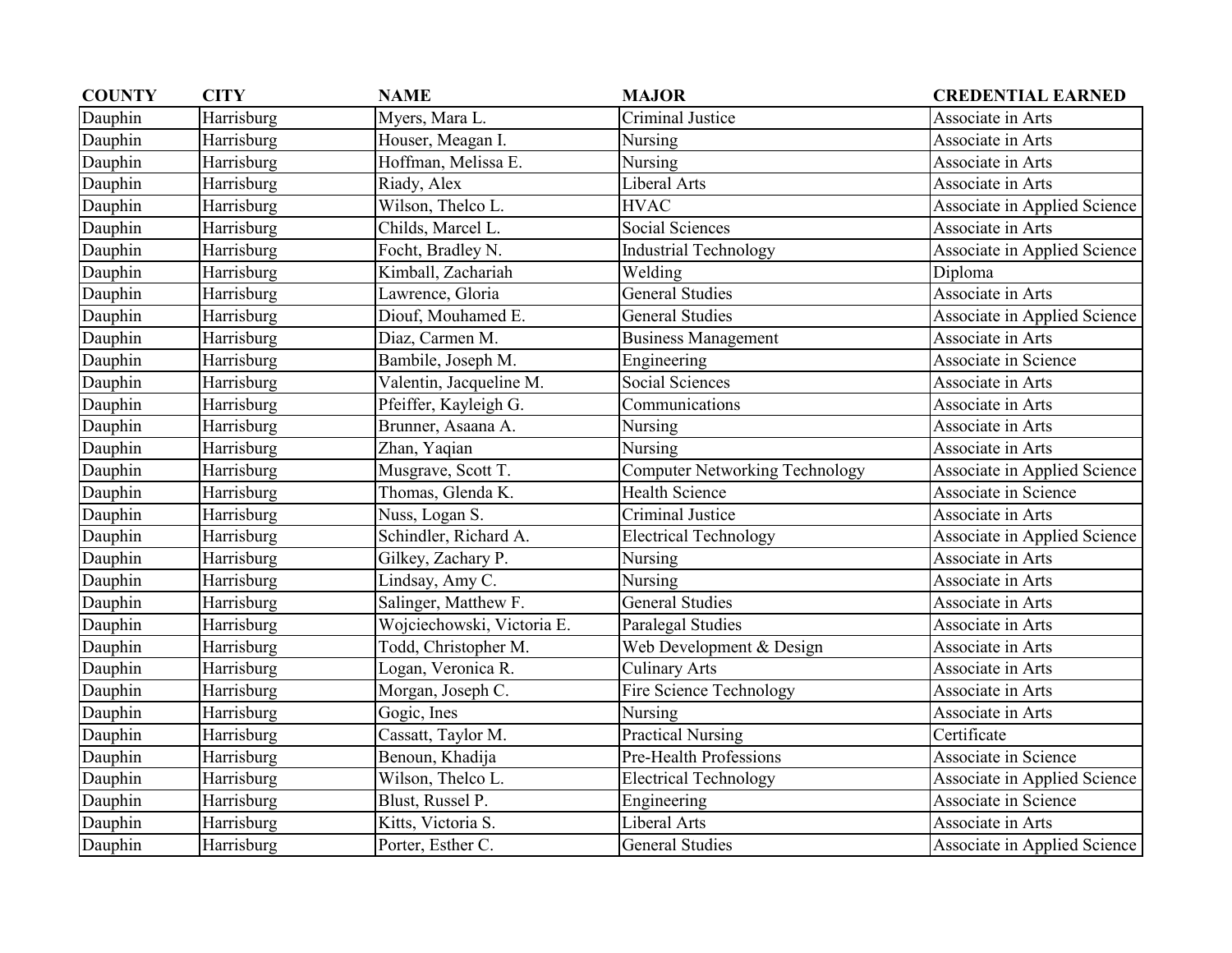| COUNTY | CITY | NAME | MAJOR | CREDENTIAL EARNED |
|---|---|---|---|---|
| Dauphin | Harrisburg | Myers, Mara L. | Criminal Justice | Associate in Arts |
| Dauphin | Harrisburg | Houser, Meagan I. | Nursing | Associate in Arts |
| Dauphin | Harrisburg | Hoffman, Melissa E. | Nursing | Associate in Arts |
| Dauphin | Harrisburg | Riady, Alex | Liberal Arts | Associate in Arts |
| Dauphin | Harrisburg | Wilson, Thelco L. | HVAC | Associate in Applied Science |
| Dauphin | Harrisburg | Childs, Marcel L. | Social Sciences | Associate in Arts |
| Dauphin | Harrisburg | Focht, Bradley N. | Industrial Technology | Associate in Applied Science |
| Dauphin | Harrisburg | Kimball, Zachariah | Welding | Diploma |
| Dauphin | Harrisburg | Lawrence, Gloria | General Studies | Associate in Arts |
| Dauphin | Harrisburg | Diouf, Mouhamed E. | General Studies | Associate in Applied Science |
| Dauphin | Harrisburg | Diaz, Carmen M. | Business Management | Associate in Arts |
| Dauphin | Harrisburg | Bambile, Joseph M. | Engineering | Associate in Science |
| Dauphin | Harrisburg | Valentin, Jacqueline M. | Social Sciences | Associate in Arts |
| Dauphin | Harrisburg | Pfeiffer, Kayleigh G. | Communications | Associate in Arts |
| Dauphin | Harrisburg | Brunner, Asaana A. | Nursing | Associate in Arts |
| Dauphin | Harrisburg | Zhan, Yaqian | Nursing | Associate in Arts |
| Dauphin | Harrisburg | Musgrave, Scott T. | Computer Networking Technology | Associate in Applied Science |
| Dauphin | Harrisburg | Thomas, Glenda K. | Health Science | Associate in Science |
| Dauphin | Harrisburg | Nuss, Logan S. | Criminal Justice | Associate in Arts |
| Dauphin | Harrisburg | Schindler, Richard A. | Electrical Technology | Associate in Applied Science |
| Dauphin | Harrisburg | Gilkey, Zachary P. | Nursing | Associate in Arts |
| Dauphin | Harrisburg | Lindsay, Amy C. | Nursing | Associate in Arts |
| Dauphin | Harrisburg | Salinger, Matthew F. | General Studies | Associate in Arts |
| Dauphin | Harrisburg | Wojciechowski, Victoria E. | Paralegal Studies | Associate in Arts |
| Dauphin | Harrisburg | Todd, Christopher M. | Web Development & Design | Associate in Arts |
| Dauphin | Harrisburg | Logan, Veronica R. | Culinary Arts | Associate in Arts |
| Dauphin | Harrisburg | Morgan, Joseph C. | Fire Science Technology | Associate in Arts |
| Dauphin | Harrisburg | Gogic, Ines | Nursing | Associate in Arts |
| Dauphin | Harrisburg | Cassatt, Taylor M. | Practical Nursing | Certificate |
| Dauphin | Harrisburg | Benoun, Khadija | Pre-Health Professions | Associate in Science |
| Dauphin | Harrisburg | Wilson, Thelco L. | Electrical Technology | Associate in Applied Science |
| Dauphin | Harrisburg | Blust, Russel P. | Engineering | Associate in Science |
| Dauphin | Harrisburg | Kitts, Victoria S. | Liberal Arts | Associate in Arts |
| Dauphin | Harrisburg | Porter, Esther C. | General Studies | Associate in Applied Science |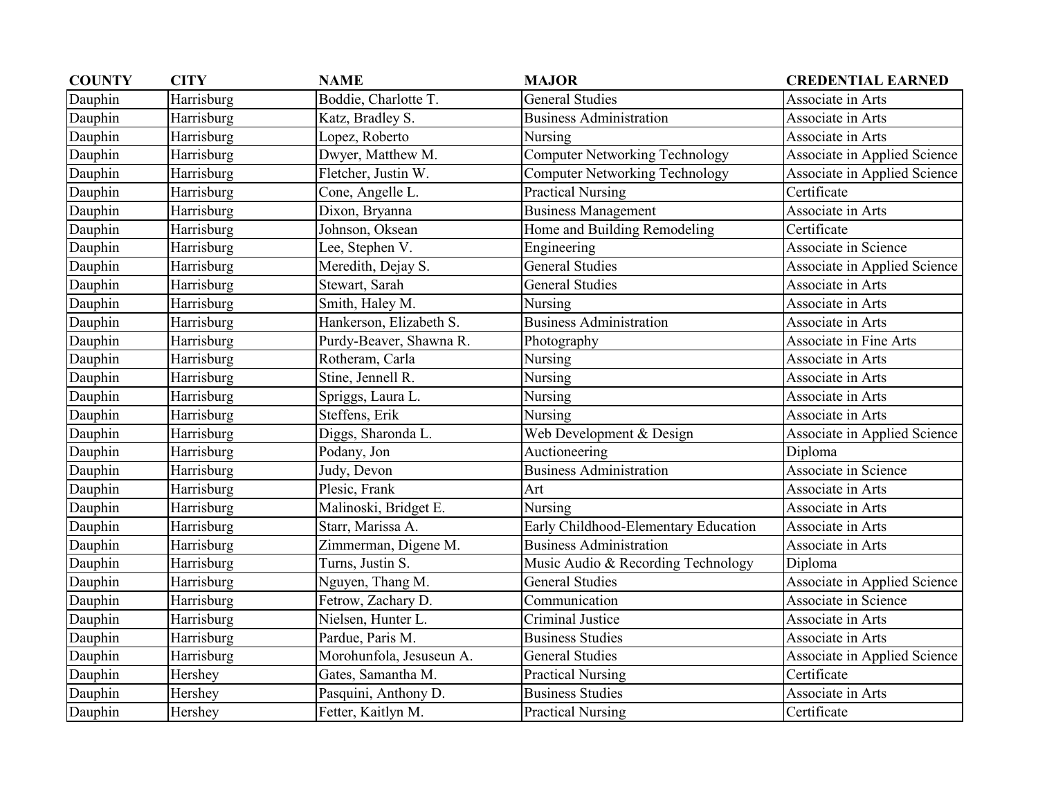| COUNTY | CITY | NAME | MAJOR | CREDENTIAL EARNED |
|---|---|---|---|---|
| Dauphin | Harrisburg | Boddie, Charlotte T. | General Studies | Associate in Arts |
| Dauphin | Harrisburg | Katz, Bradley S. | Business Administration | Associate in Arts |
| Dauphin | Harrisburg | Lopez, Roberto | Nursing | Associate in Arts |
| Dauphin | Harrisburg | Dwyer, Matthew M. | Computer Networking Technology | Associate in Applied Science |
| Dauphin | Harrisburg | Fletcher, Justin W. | Computer Networking Technology | Associate in Applied Science |
| Dauphin | Harrisburg | Cone, Angelle L. | Practical Nursing | Certificate |
| Dauphin | Harrisburg | Dixon, Bryanna | Business Management | Associate in Arts |
| Dauphin | Harrisburg | Johnson, Oksean | Home and Building Remodeling | Certificate |
| Dauphin | Harrisburg | Lee, Stephen V. | Engineering | Associate in Science |
| Dauphin | Harrisburg | Meredith, Dejay S. | General Studies | Associate in Applied Science |
| Dauphin | Harrisburg | Stewart, Sarah | General Studies | Associate in Arts |
| Dauphin | Harrisburg | Smith, Haley M. | Nursing | Associate in Arts |
| Dauphin | Harrisburg | Hankerson, Elizabeth S. | Business Administration | Associate in Arts |
| Dauphin | Harrisburg | Purdy-Beaver, Shawna R. | Photography | Associate in Fine Arts |
| Dauphin | Harrisburg | Rotheram, Carla | Nursing | Associate in Arts |
| Dauphin | Harrisburg | Stine, Jennell R. | Nursing | Associate in Arts |
| Dauphin | Harrisburg | Spriggs, Laura L. | Nursing | Associate in Arts |
| Dauphin | Harrisburg | Steffens, Erik | Nursing | Associate in Arts |
| Dauphin | Harrisburg | Diggs, Sharonda L. | Web Development & Design | Associate in Applied Science |
| Dauphin | Harrisburg | Podany, Jon | Auctioneering | Diploma |
| Dauphin | Harrisburg | Judy, Devon | Business Administration | Associate in Science |
| Dauphin | Harrisburg | Plesic, Frank | Art | Associate in Arts |
| Dauphin | Harrisburg | Malinoski, Bridget E. | Nursing | Associate in Arts |
| Dauphin | Harrisburg | Starr, Marissa A. | Early Childhood-Elementary Education | Associate in Arts |
| Dauphin | Harrisburg | Zimmerman, Digene M. | Business Administration | Associate in Arts |
| Dauphin | Harrisburg | Turns, Justin S. | Music Audio & Recording Technology | Diploma |
| Dauphin | Harrisburg | Nguyen, Thang M. | General Studies | Associate in Applied Science |
| Dauphin | Harrisburg | Fetrow, Zachary D. | Communication | Associate in Science |
| Dauphin | Harrisburg | Nielsen, Hunter L. | Criminal Justice | Associate in Arts |
| Dauphin | Harrisburg | Pardue, Paris M. | Business Studies | Associate in Arts |
| Dauphin | Harrisburg | Morohunfola, Jesuseun A. | General Studies | Associate in Applied Science |
| Dauphin | Hershey | Gates, Samantha M. | Practical Nursing | Certificate |
| Dauphin | Hershey | Pasquini, Anthony D. | Business Studies | Associate in Arts |
| Dauphin | Hershey | Fetter, Kaitlyn M. | Practical Nursing | Certificate |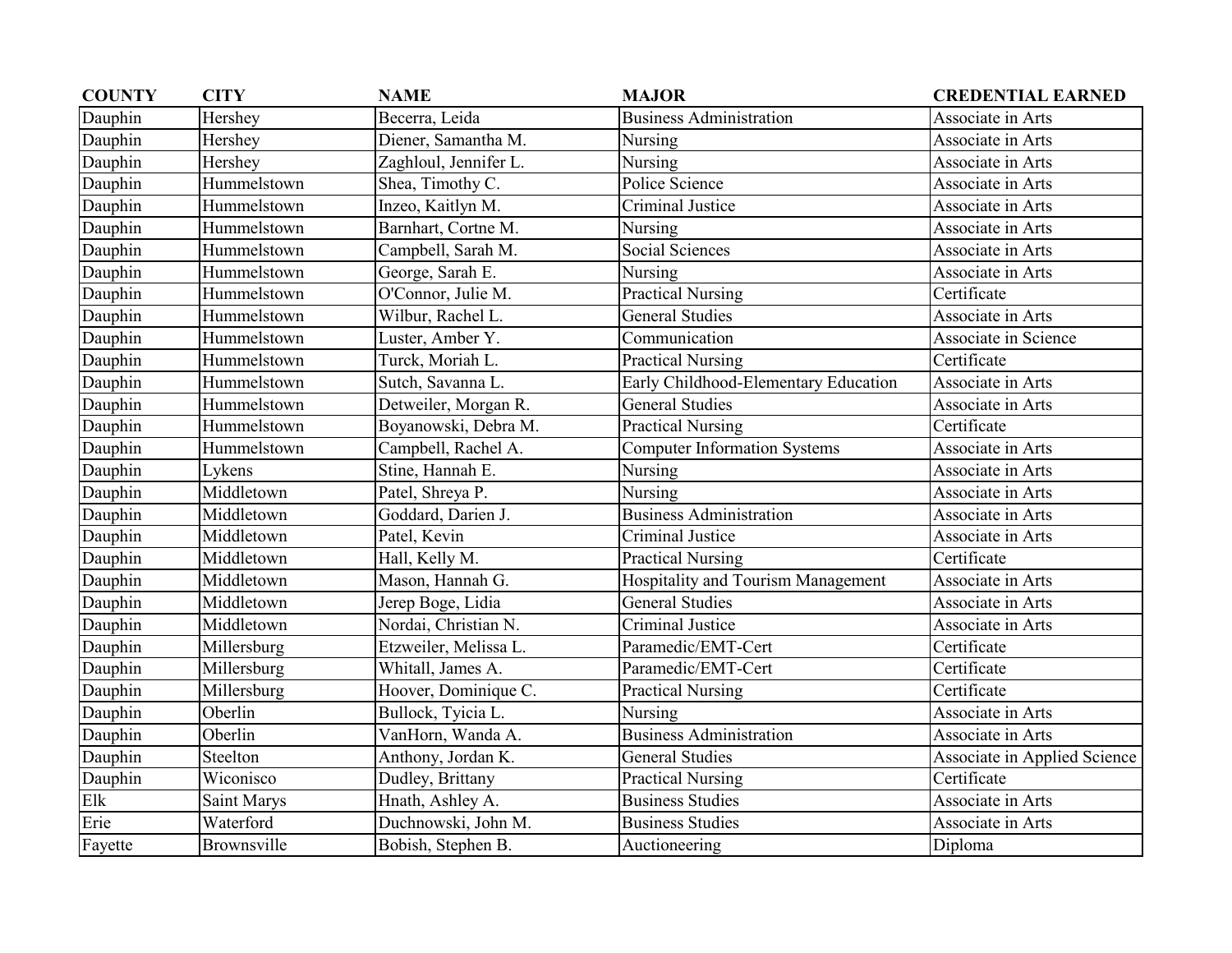| COUNTY | CITY | NAME | MAJOR | CREDENTIAL EARNED |
|---|---|---|---|---|
| Dauphin | Hershey | Becerra, Leida | Business Administration | Associate in Arts |
| Dauphin | Hershey | Diener, Samantha M. | Nursing | Associate in Arts |
| Dauphin | Hershey | Zaghloul, Jennifer L. | Nursing | Associate in Arts |
| Dauphin | Hummelstown | Shea, Timothy C. | Police Science | Associate in Arts |
| Dauphin | Hummelstown | Inzeo, Kaitlyn M. | Criminal Justice | Associate in Arts |
| Dauphin | Hummelstown | Barnhart, Cortne M. | Nursing | Associate in Arts |
| Dauphin | Hummelstown | Campbell, Sarah M. | Social Sciences | Associate in Arts |
| Dauphin | Hummelstown | George, Sarah E. | Nursing | Associate in Arts |
| Dauphin | Hummelstown | O'Connor, Julie M. | Practical Nursing | Certificate |
| Dauphin | Hummelstown | Wilbur, Rachel L. | General Studies | Associate in Arts |
| Dauphin | Hummelstown | Luster, Amber Y. | Communication | Associate in Science |
| Dauphin | Hummelstown | Turck, Moriah L. | Practical Nursing | Certificate |
| Dauphin | Hummelstown | Sutch, Savanna L. | Early Childhood-Elementary Education | Associate in Arts |
| Dauphin | Hummelstown | Detweiler, Morgan R. | General Studies | Associate in Arts |
| Dauphin | Hummelstown | Boyanowski, Debra M. | Practical Nursing | Certificate |
| Dauphin | Hummelstown | Campbell, Rachel A. | Computer Information Systems | Associate in Arts |
| Dauphin | Lykens | Stine, Hannah E. | Nursing | Associate in Arts |
| Dauphin | Middletown | Patel, Shreya P. | Nursing | Associate in Arts |
| Dauphin | Middletown | Goddard, Darien J. | Business Administration | Associate in Arts |
| Dauphin | Middletown | Patel, Kevin | Criminal Justice | Associate in Arts |
| Dauphin | Middletown | Hall, Kelly M. | Practical Nursing | Certificate |
| Dauphin | Middletown | Mason, Hannah G. | Hospitality and Tourism Management | Associate in Arts |
| Dauphin | Middletown | Jerep Boge, Lidia | General Studies | Associate in Arts |
| Dauphin | Middletown | Nordai, Christian N. | Criminal Justice | Associate in Arts |
| Dauphin | Millersburg | Etzweiler, Melissa L. | Paramedic/EMT-Cert | Certificate |
| Dauphin | Millersburg | Whitall, James A. | Paramedic/EMT-Cert | Certificate |
| Dauphin | Millersburg | Hoover, Dominique C. | Practical Nursing | Certificate |
| Dauphin | Oberlin | Bullock, Tyicia L. | Nursing | Associate in Arts |
| Dauphin | Oberlin | VanHorn, Wanda A. | Business Administration | Associate in Arts |
| Dauphin | Steelton | Anthony, Jordan K. | General Studies | Associate in Applied Science |
| Dauphin | Wiconisco | Dudley, Brittany | Practical Nursing | Certificate |
| Elk | Saint Marys | Hnath, Ashley A. | Business Studies | Associate in Arts |
| Erie | Waterford | Duchnowski, John M. | Business Studies | Associate in Arts |
| Fayette | Brownsville | Bobish, Stephen B. | Auctioneering | Diploma |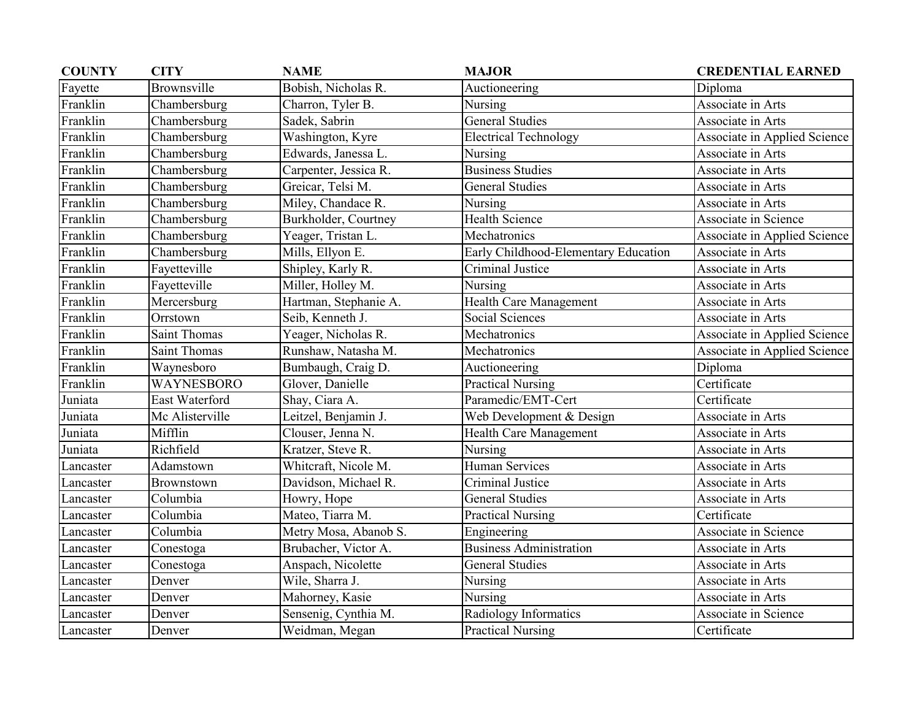| COUNTY | CITY | NAME | MAJOR | CREDENTIAL EARNED |
|---|---|---|---|---|
| Fayette | Brownsville | Bobish, Nicholas R. | Auctioneering | Diploma |
| Franklin | Chambersburg | Charron, Tyler B. | Nursing | Associate in Arts |
| Franklin | Chambersburg | Sadek, Sabrin | General Studies | Associate in Arts |
| Franklin | Chambersburg | Washington, Kyre | Electrical Technology | Associate in Applied Science |
| Franklin | Chambersburg | Edwards, Janessa L. | Nursing | Associate in Arts |
| Franklin | Chambersburg | Carpenter, Jessica R. | Business Studies | Associate in Arts |
| Franklin | Chambersburg | Greicar, Telsi M. | General Studies | Associate in Arts |
| Franklin | Chambersburg | Miley, Chandace R. | Nursing | Associate in Arts |
| Franklin | Chambersburg | Burkholder, Courtney | Health Science | Associate in Science |
| Franklin | Chambersburg | Yeager, Tristan L. | Mechatronics | Associate in Applied Science |
| Franklin | Chambersburg | Mills, Ellyon E. | Early Childhood-Elementary Education | Associate in Arts |
| Franklin | Fayetteville | Shipley, Karly R. | Criminal Justice | Associate in Arts |
| Franklin | Fayetteville | Miller, Holley M. | Nursing | Associate in Arts |
| Franklin | Mercersburg | Hartman, Stephanie A. | Health Care Management | Associate in Arts |
| Franklin | Orrstown | Seib, Kenneth J. | Social Sciences | Associate in Arts |
| Franklin | Saint Thomas | Yeager, Nicholas R. | Mechatronics | Associate in Applied Science |
| Franklin | Saint Thomas | Runshaw, Natasha M. | Mechatronics | Associate in Applied Science |
| Franklin | Waynesboro | Bumbaugh, Craig D. | Auctioneering | Diploma |
| Franklin | WAYNESBORO | Glover, Danielle | Practical Nursing | Certificate |
| Juniata | East Waterford | Shay, Ciara A. | Paramedic/EMT-Cert | Certificate |
| Juniata | Mc Alisterville | Leitzel, Benjamin J. | Web Development & Design | Associate in Arts |
| Juniata | Mifflin | Clouser, Jenna N. | Health Care Management | Associate in Arts |
| Juniata | Richfield | Kratzer, Steve R. | Nursing | Associate in Arts |
| Lancaster | Adamstown | Whitcraft, Nicole M. | Human Services | Associate in Arts |
| Lancaster | Brownstown | Davidson, Michael R. | Criminal Justice | Associate in Arts |
| Lancaster | Columbia | Howry, Hope | General Studies | Associate in Arts |
| Lancaster | Columbia | Mateo, Tiarra M. | Practical Nursing | Certificate |
| Lancaster | Columbia | Metry Mosa, Abanob S. | Engineering | Associate in Science |
| Lancaster | Conestoga | Brubacher, Victor A. | Business Administration | Associate in Arts |
| Lancaster | Conestoga | Anspach, Nicolette | General Studies | Associate in Arts |
| Lancaster | Denver | Wile, Sharra J. | Nursing | Associate in Arts |
| Lancaster | Denver | Mahorney, Kasie | Nursing | Associate in Arts |
| Lancaster | Denver | Sensenig, Cynthia M. | Radiology Informatics | Associate in Science |
| Lancaster | Denver | Weidman, Megan | Practical Nursing | Certificate |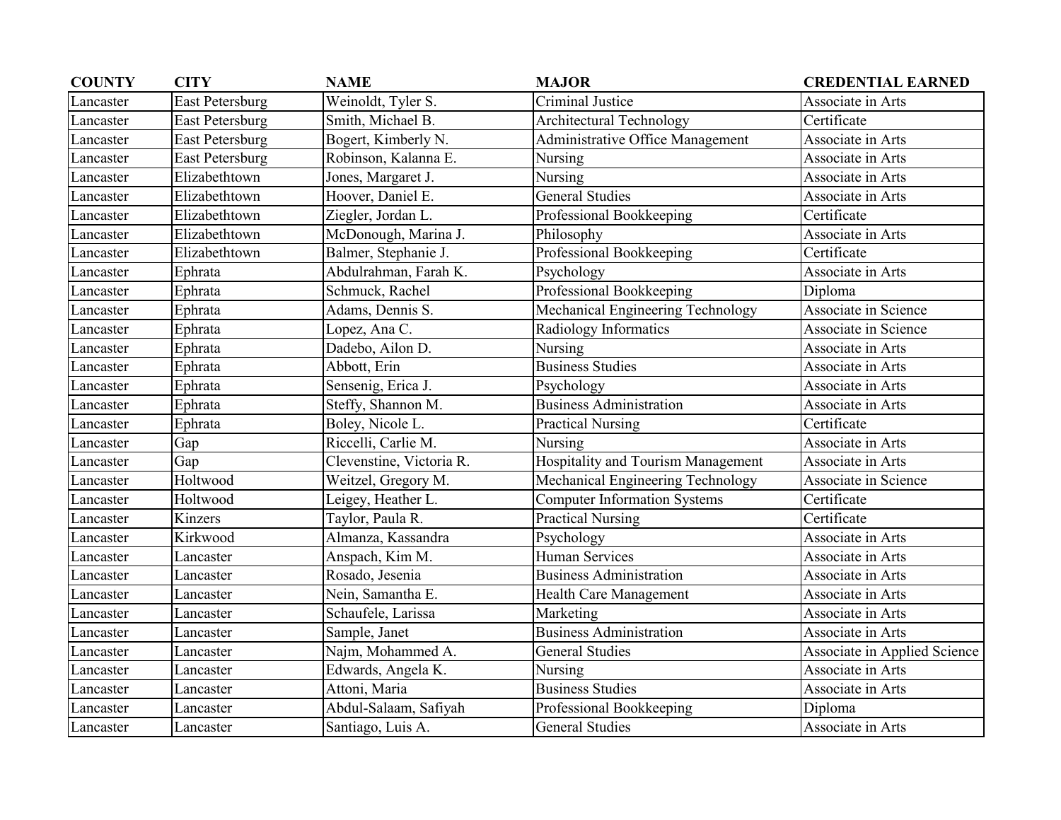| COUNTY | CITY | NAME | MAJOR | CREDENTIAL EARNED |
|---|---|---|---|---|
| Lancaster | East Petersburg | Weinoldt, Tyler S. | Criminal Justice | Associate in Arts |
| Lancaster | East Petersburg | Smith, Michael B. | Architectural Technology | Certificate |
| Lancaster | East Petersburg | Bogert, Kimberly N. | Administrative Office Management | Associate in Arts |
| Lancaster | East Petersburg | Robinson, Kalanna E. | Nursing | Associate in Arts |
| Lancaster | Elizabethtown | Jones, Margaret J. | Nursing | Associate in Arts |
| Lancaster | Elizabethtown | Hoover, Daniel E. | General Studies | Associate in Arts |
| Lancaster | Elizabethtown | Ziegler, Jordan L. | Professional Bookkeeping | Certificate |
| Lancaster | Elizabethtown | McDonough, Marina J. | Philosophy | Associate in Arts |
| Lancaster | Elizabethtown | Balmer, Stephanie J. | Professional Bookkeeping | Certificate |
| Lancaster | Ephrata | Abdulrahman, Farah K. | Psychology | Associate in Arts |
| Lancaster | Ephrata | Schmuck, Rachel | Professional Bookkeeping | Diploma |
| Lancaster | Ephrata | Adams, Dennis S. | Mechanical Engineering Technology | Associate in Science |
| Lancaster | Ephrata | Lopez, Ana C. | Radiology Informatics | Associate in Science |
| Lancaster | Ephrata | Dadebo, Ailon D. | Nursing | Associate in Arts |
| Lancaster | Ephrata | Abbott, Erin | Business Studies | Associate in Arts |
| Lancaster | Ephrata | Sensenig, Erica J. | Psychology | Associate in Arts |
| Lancaster | Ephrata | Steffy, Shannon M. | Business Administration | Associate in Arts |
| Lancaster | Ephrata | Boley, Nicole L. | Practical Nursing | Certificate |
| Lancaster | Gap | Riccelli, Carlie M. | Nursing | Associate in Arts |
| Lancaster | Gap | Clevenstine, Victoria R. | Hospitality and Tourism Management | Associate in Arts |
| Lancaster | Holtwood | Weitzel, Gregory M. | Mechanical Engineering Technology | Associate in Science |
| Lancaster | Holtwood | Leigey, Heather L. | Computer Information Systems | Certificate |
| Lancaster | Kinzers | Taylor, Paula R. | Practical Nursing | Certificate |
| Lancaster | Kirkwood | Almanza, Kassandra | Psychology | Associate in Arts |
| Lancaster | Lancaster | Anspach, Kim M. | Human Services | Associate in Arts |
| Lancaster | Lancaster | Rosado, Jesenia | Business Administration | Associate in Arts |
| Lancaster | Lancaster | Nein, Samantha E. | Health Care Management | Associate in Arts |
| Lancaster | Lancaster | Schaufele, Larissa | Marketing | Associate in Arts |
| Lancaster | Lancaster | Sample, Janet | Business Administration | Associate in Arts |
| Lancaster | Lancaster | Najm, Mohammed A. | General Studies | Associate in Applied Science |
| Lancaster | Lancaster | Edwards, Angela K. | Nursing | Associate in Arts |
| Lancaster | Lancaster | Attoni, Maria | Business Studies | Associate in Arts |
| Lancaster | Lancaster | Abdul-Salaam, Safiyah | Professional Bookkeeping | Diploma |
| Lancaster | Lancaster | Santiago, Luis A. | General Studies | Associate in Arts |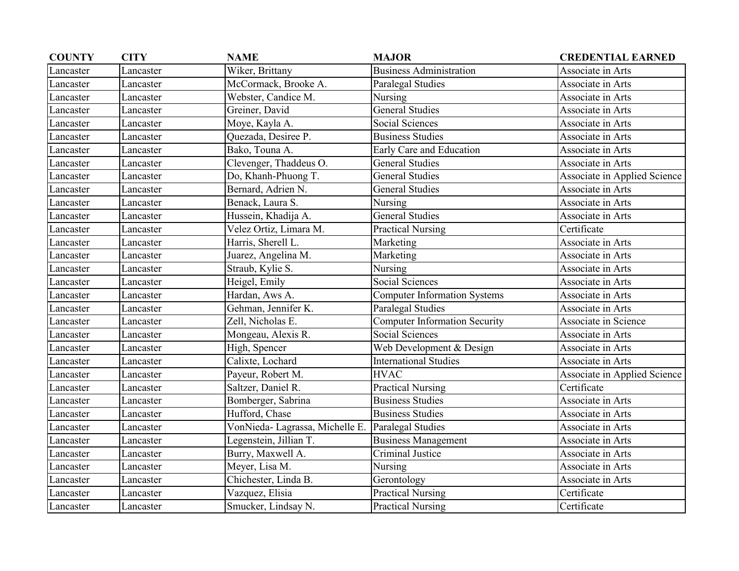| COUNTY | CITY | NAME | MAJOR | CREDENTIAL EARNED |
|---|---|---|---|---|
| Lancaster | Lancaster | Wiker, Brittany | Business Administration | Associate in Arts |
| Lancaster | Lancaster | McCormack, Brooke A. | Paralegal Studies | Associate in Arts |
| Lancaster | Lancaster | Webster, Candice M. | Nursing | Associate in Arts |
| Lancaster | Lancaster | Greiner, David | General Studies | Associate in Arts |
| Lancaster | Lancaster | Moye, Kayla A. | Social Sciences | Associate in Arts |
| Lancaster | Lancaster | Quezada, Desiree P. | Business Studies | Associate in Arts |
| Lancaster | Lancaster | Bako, Touna A. | Early Care and Education | Associate in Arts |
| Lancaster | Lancaster | Clevenger, Thaddeus O. | General Studies | Associate in Arts |
| Lancaster | Lancaster | Do, Khanh-Phuong T. | General Studies | Associate in Applied Science |
| Lancaster | Lancaster | Bernard, Adrien N. | General Studies | Associate in Arts |
| Lancaster | Lancaster | Benack, Laura S. | Nursing | Associate in Arts |
| Lancaster | Lancaster | Hussein, Khadija A. | General Studies | Associate in Arts |
| Lancaster | Lancaster | Velez Ortiz, Limara M. | Practical Nursing | Certificate |
| Lancaster | Lancaster | Harris, Sherell L. | Marketing | Associate in Arts |
| Lancaster | Lancaster | Juarez, Angelina M. | Marketing | Associate in Arts |
| Lancaster | Lancaster | Straub, Kylie S. | Nursing | Associate in Arts |
| Lancaster | Lancaster | Heigel, Emily | Social Sciences | Associate in Arts |
| Lancaster | Lancaster | Hardan, Aws A. | Computer Information Systems | Associate in Arts |
| Lancaster | Lancaster | Gehman, Jennifer K. | Paralegal Studies | Associate in Arts |
| Lancaster | Lancaster | Zell, Nicholas E. | Computer Information Security | Associate in Science |
| Lancaster | Lancaster | Mongeau, Alexis R. | Social Sciences | Associate in Arts |
| Lancaster | Lancaster | High, Spencer | Web Development & Design | Associate in Arts |
| Lancaster | Lancaster | Calixte, Lochard | International Studies | Associate in Arts |
| Lancaster | Lancaster | Payeur, Robert M. | HVAC | Associate in Applied Science |
| Lancaster | Lancaster | Saltzer, Daniel R. | Practical Nursing | Certificate |
| Lancaster | Lancaster | Bomberger, Sabrina | Business Studies | Associate in Arts |
| Lancaster | Lancaster | Hufford, Chase | Business Studies | Associate in Arts |
| Lancaster | Lancaster | VonNieda- Lagrassa, Michelle E. | Paralegal Studies | Associate in Arts |
| Lancaster | Lancaster | Legenstein, Jillian T. | Business Management | Associate in Arts |
| Lancaster | Lancaster | Burry, Maxwell A. | Criminal Justice | Associate in Arts |
| Lancaster | Lancaster | Meyer, Lisa M. | Nursing | Associate in Arts |
| Lancaster | Lancaster | Chichester, Linda B. | Gerontology | Associate in Arts |
| Lancaster | Lancaster | Vazquez, Elisia | Practical Nursing | Certificate |
| Lancaster | Lancaster | Smucker, Lindsay N. | Practical Nursing | Certificate |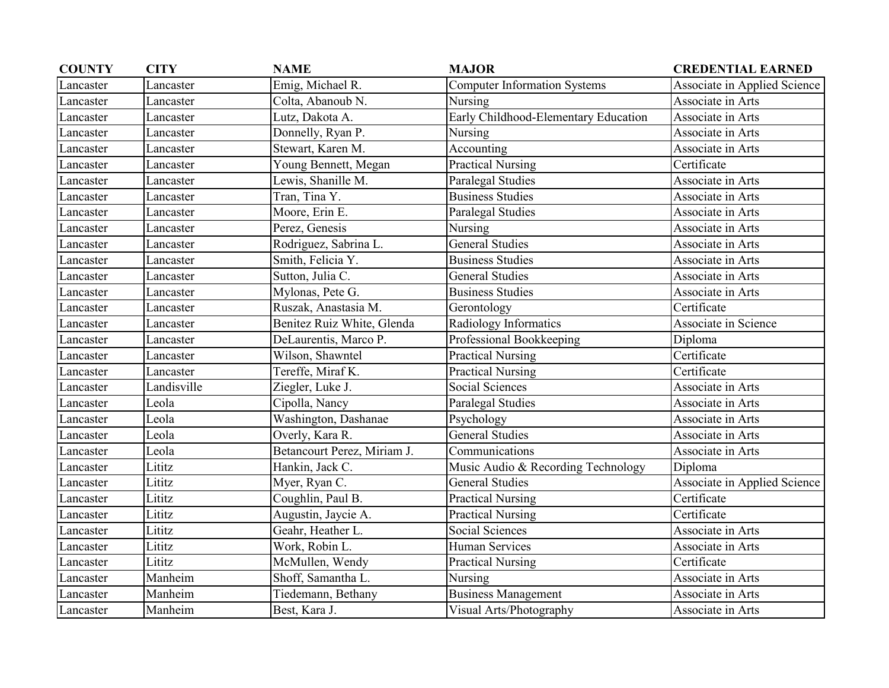| COUNTY | CITY | NAME | MAJOR | CREDENTIAL EARNED |
|---|---|---|---|---|
| Lancaster | Lancaster | Emig, Michael R. | Computer Information Systems | Associate in Applied Science |
| Lancaster | Lancaster | Colta, Abanoub N. | Nursing | Associate in Arts |
| Lancaster | Lancaster | Lutz, Dakota A. | Early Childhood-Elementary Education | Associate in Arts |
| Lancaster | Lancaster | Donnelly, Ryan P. | Nursing | Associate in Arts |
| Lancaster | Lancaster | Stewart, Karen M. | Accounting | Associate in Arts |
| Lancaster | Lancaster | Young Bennett, Megan | Practical Nursing | Certificate |
| Lancaster | Lancaster | Lewis, Shanille M. | Paralegal Studies | Associate in Arts |
| Lancaster | Lancaster | Tran, Tina Y. | Business Studies | Associate in Arts |
| Lancaster | Lancaster | Moore, Erin E. | Paralegal Studies | Associate in Arts |
| Lancaster | Lancaster | Perez, Genesis | Nursing | Associate in Arts |
| Lancaster | Lancaster | Rodriguez, Sabrina L. | General Studies | Associate in Arts |
| Lancaster | Lancaster | Smith, Felicia Y. | Business Studies | Associate in Arts |
| Lancaster | Lancaster | Sutton, Julia C. | General Studies | Associate in Arts |
| Lancaster | Lancaster | Mylonas, Pete G. | Business Studies | Associate in Arts |
| Lancaster | Lancaster | Ruszak, Anastasia M. | Gerontology | Certificate |
| Lancaster | Lancaster | Benitez Ruiz White, Glenda | Radiology Informatics | Associate in Science |
| Lancaster | Lancaster | DeLaurentis, Marco P. | Professional Bookkeeping | Diploma |
| Lancaster | Lancaster | Wilson, Shawntel | Practical Nursing | Certificate |
| Lancaster | Lancaster | Tereffe, Miraf K. | Practical Nursing | Certificate |
| Lancaster | Landisville | Ziegler, Luke J. | Social Sciences | Associate in Arts |
| Lancaster | Leola | Cipolla, Nancy | Paralegal Studies | Associate in Arts |
| Lancaster | Leola | Washington, Dashanae | Psychology | Associate in Arts |
| Lancaster | Leola | Overly, Kara R. | General Studies | Associate in Arts |
| Lancaster | Leola | Betancourt Perez, Miriam J. | Communications | Associate in Arts |
| Lancaster | Lititz | Hankin, Jack C. | Music Audio & Recording Technology | Diploma |
| Lancaster | Lititz | Myer, Ryan C. | General Studies | Associate in Applied Science |
| Lancaster | Lititz | Coughlin, Paul B. | Practical Nursing | Certificate |
| Lancaster | Lititz | Augustin, Jaycie A. | Practical Nursing | Certificate |
| Lancaster | Lititz | Geahr, Heather L. | Social Sciences | Associate in Arts |
| Lancaster | Lititz | Work, Robin L. | Human Services | Associate in Arts |
| Lancaster | Lititz | McMullen, Wendy | Practical Nursing | Certificate |
| Lancaster | Manheim | Shoff, Samantha L. | Nursing | Associate in Arts |
| Lancaster | Manheim | Tiedemann, Bethany | Business Management | Associate in Arts |
| Lancaster | Manheim | Best, Kara J. | Visual Arts/Photography | Associate in Arts |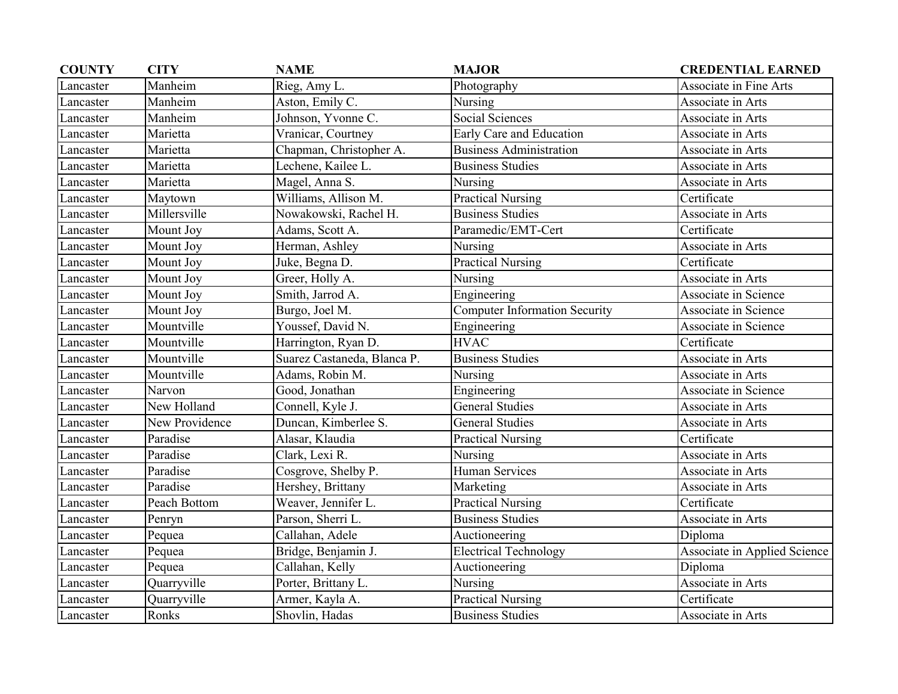| COUNTY | CITY | NAME | MAJOR | CREDENTIAL EARNED |
| --- | --- | --- | --- | --- |
| Lancaster | Manheim | Rieg, Amy L. | Photography | Associate in Fine Arts |
| Lancaster | Manheim | Aston, Emily C. | Nursing | Associate in Arts |
| Lancaster | Manheim | Johnson, Yvonne C. | Social Sciences | Associate in Arts |
| Lancaster | Marietta | Vranicar, Courtney | Early Care and Education | Associate in Arts |
| Lancaster | Marietta | Chapman, Christopher A. | Business Administration | Associate in Arts |
| Lancaster | Marietta | Lechene, Kailee L. | Business Studies | Associate in Arts |
| Lancaster | Marietta | Magel, Anna S. | Nursing | Associate in Arts |
| Lancaster | Maytown | Williams, Allison M. | Practical Nursing | Certificate |
| Lancaster | Millersville | Nowakowski, Rachel H. | Business Studies | Associate in Arts |
| Lancaster | Mount Joy | Adams, Scott A. | Paramedic/EMT-Cert | Certificate |
| Lancaster | Mount Joy | Herman, Ashley | Nursing | Associate in Arts |
| Lancaster | Mount Joy | Juke, Begna D. | Practical Nursing | Certificate |
| Lancaster | Mount Joy | Greer, Holly A. | Nursing | Associate in Arts |
| Lancaster | Mount Joy | Smith, Jarrod A. | Engineering | Associate in Science |
| Lancaster | Mount Joy | Burgo, Joel M. | Computer Information Security | Associate in Science |
| Lancaster | Mountville | Youssef, David N. | Engineering | Associate in Science |
| Lancaster | Mountville | Harrington, Ryan D. | HVAC | Certificate |
| Lancaster | Mountville | Suarez Castaneda, Blanca P. | Business Studies | Associate in Arts |
| Lancaster | Mountville | Adams, Robin M. | Nursing | Associate in Arts |
| Lancaster | Narvon | Good, Jonathan | Engineering | Associate in Science |
| Lancaster | New Holland | Connell, Kyle J. | General Studies | Associate in Arts |
| Lancaster | New Providence | Duncan, Kimberlee S. | General Studies | Associate in Arts |
| Lancaster | Paradise | Alasar, Klaudia | Practical Nursing | Certificate |
| Lancaster | Paradise | Clark, Lexi R. | Nursing | Associate in Arts |
| Lancaster | Paradise | Cosgrove, Shelby P. | Human Services | Associate in Arts |
| Lancaster | Paradise | Hershey, Brittany | Marketing | Associate in Arts |
| Lancaster | Peach Bottom | Weaver, Jennifer L. | Practical Nursing | Certificate |
| Lancaster | Penryn | Parson, Sherri L. | Business Studies | Associate in Arts |
| Lancaster | Pequea | Callahan, Adele | Auctioneering | Diploma |
| Lancaster | Pequea | Bridge, Benjamin J. | Electrical Technology | Associate in Applied Science |
| Lancaster | Pequea | Callahan, Kelly | Auctioneering | Diploma |
| Lancaster | Quarryville | Porter, Brittany L. | Nursing | Associate in Arts |
| Lancaster | Quarryville | Armer, Kayla A. | Practical Nursing | Certificate |
| Lancaster | Ronks | Shovlin, Hadas | Business Studies | Associate in Arts |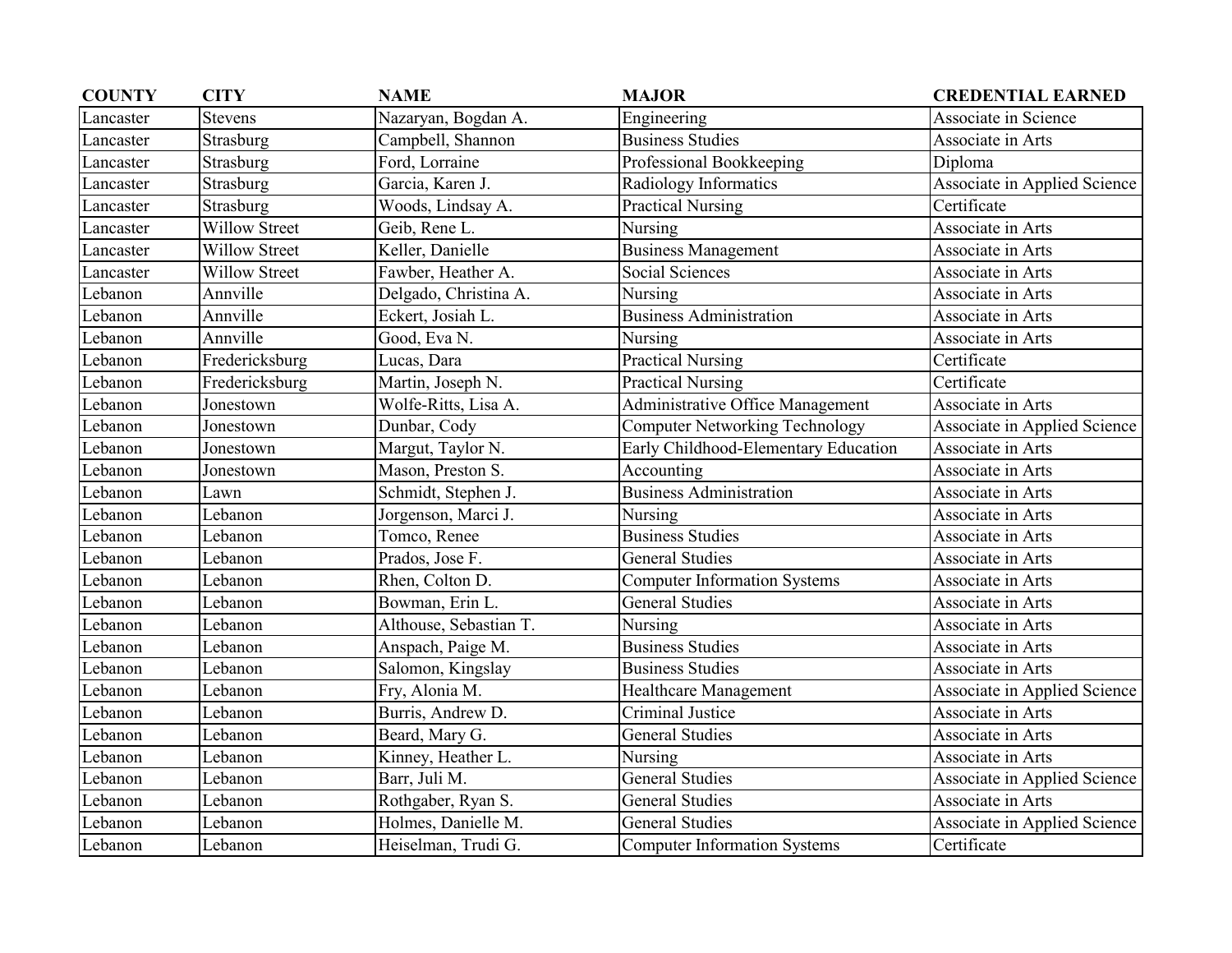| COUNTY | CITY | NAME | MAJOR | CREDENTIAL EARNED |
|---|---|---|---|---|
| Lancaster | Stevens | Nazaryan, Bogdan A. | Engineering | Associate in Science |
| Lancaster | Strasburg | Campbell, Shannon | Business Studies | Associate in Arts |
| Lancaster | Strasburg | Ford, Lorraine | Professional Bookkeeping | Diploma |
| Lancaster | Strasburg | Garcia, Karen J. | Radiology Informatics | Associate in Applied Science |
| Lancaster | Strasburg | Woods, Lindsay A. | Practical Nursing | Certificate |
| Lancaster | Willow Street | Geib, Rene L. | Nursing | Associate in Arts |
| Lancaster | Willow Street | Keller, Danielle | Business Management | Associate in Arts |
| Lancaster | Willow Street | Fawber, Heather A. | Social Sciences | Associate in Arts |
| Lebanon | Annville | Delgado, Christina A. | Nursing | Associate in Arts |
| Lebanon | Annville | Eckert, Josiah L. | Business Administration | Associate in Arts |
| Lebanon | Annville | Good, Eva N. | Nursing | Associate in Arts |
| Lebanon | Fredericksburg | Lucas, Dara | Practical Nursing | Certificate |
| Lebanon | Fredericksburg | Martin, Joseph N. | Practical Nursing | Certificate |
| Lebanon | Jonestown | Wolfe-Ritts, Lisa A. | Administrative Office Management | Associate in Arts |
| Lebanon | Jonestown | Dunbar, Cody | Computer Networking Technology | Associate in Applied Science |
| Lebanon | Jonestown | Margut, Taylor N. | Early Childhood-Elementary Education | Associate in Arts |
| Lebanon | Jonestown | Mason, Preston S. | Accounting | Associate in Arts |
| Lebanon | Lawn | Schmidt, Stephen J. | Business Administration | Associate in Arts |
| Lebanon | Lebanon | Jorgenson, Marci J. | Nursing | Associate in Arts |
| Lebanon | Lebanon | Tomco, Renee | Business Studies | Associate in Arts |
| Lebanon | Lebanon | Prados, Jose F. | General Studies | Associate in Arts |
| Lebanon | Lebanon | Rhen, Colton D. | Computer Information Systems | Associate in Arts |
| Lebanon | Lebanon | Bowman, Erin L. | General Studies | Associate in Arts |
| Lebanon | Lebanon | Althouse, Sebastian T. | Nursing | Associate in Arts |
| Lebanon | Lebanon | Anspach, Paige M. | Business Studies | Associate in Arts |
| Lebanon | Lebanon | Salomon, Kingslay | Business Studies | Associate in Arts |
| Lebanon | Lebanon | Fry, Alonia M. | Healthcare Management | Associate in Applied Science |
| Lebanon | Lebanon | Burris, Andrew D. | Criminal Justice | Associate in Arts |
| Lebanon | Lebanon | Beard, Mary G. | General Studies | Associate in Arts |
| Lebanon | Lebanon | Kinney, Heather L. | Nursing | Associate in Arts |
| Lebanon | Lebanon | Barr, Juli M. | General Studies | Associate in Applied Science |
| Lebanon | Lebanon | Rothgaber, Ryan S. | General Studies | Associate in Arts |
| Lebanon | Lebanon | Holmes, Danielle M. | General Studies | Associate in Applied Science |
| Lebanon | Lebanon | Heiselman, Trudi G. | Computer Information Systems | Certificate |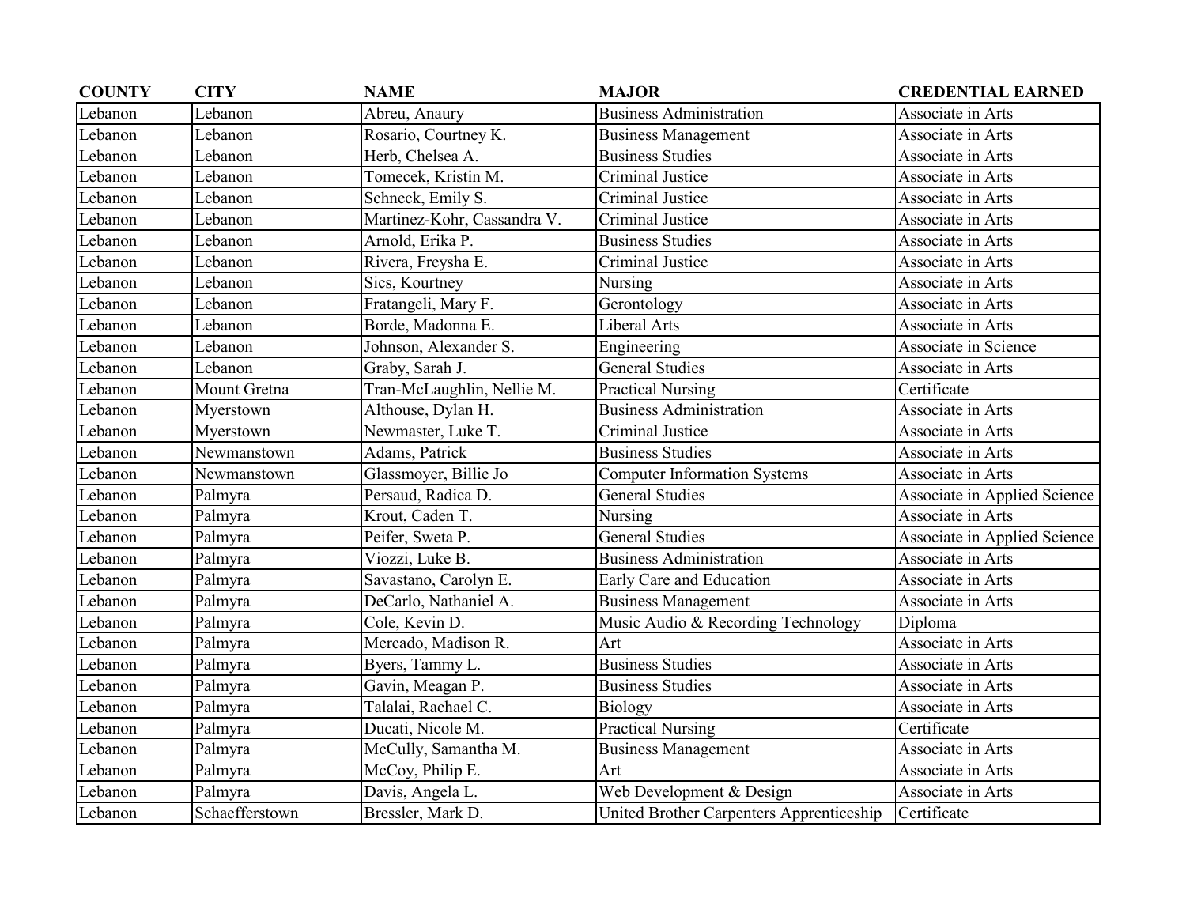| COUNTY | CITY | NAME | MAJOR | CREDENTIAL EARNED |
|---|---|---|---|---|
| Lebanon | Lebanon | Abreu, Anaury | Business Administration | Associate in Arts |
| Lebanon | Lebanon | Rosario, Courtney K. | Business Management | Associate in Arts |
| Lebanon | Lebanon | Herb, Chelsea A. | Business Studies | Associate in Arts |
| Lebanon | Lebanon | Tomecek, Kristin M. | Criminal Justice | Associate in Arts |
| Lebanon | Lebanon | Schneck, Emily S. | Criminal Justice | Associate in Arts |
| Lebanon | Lebanon | Martinez-Kohr, Cassandra V. | Criminal Justice | Associate in Arts |
| Lebanon | Lebanon | Arnold, Erika P. | Business Studies | Associate in Arts |
| Lebanon | Lebanon | Rivera, Freysha E. | Criminal Justice | Associate in Arts |
| Lebanon | Lebanon | Sics, Kourtney | Nursing | Associate in Arts |
| Lebanon | Lebanon | Fratangeli, Mary F. | Gerontology | Associate in Arts |
| Lebanon | Lebanon | Borde, Madonna E. | Liberal Arts | Associate in Arts |
| Lebanon | Lebanon | Johnson, Alexander S. | Engineering | Associate in Science |
| Lebanon | Lebanon | Graby, Sarah J. | General Studies | Associate in Arts |
| Lebanon | Mount Gretna | Tran-McLaughlin, Nellie M. | Practical Nursing | Certificate |
| Lebanon | Myerstown | Althouse, Dylan H. | Business Administration | Associate in Arts |
| Lebanon | Myerstown | Newmaster, Luke T. | Criminal Justice | Associate in Arts |
| Lebanon | Newmanstown | Adams, Patrick | Business Studies | Associate in Arts |
| Lebanon | Newmanstown | Glassmoyer, Billie Jo | Computer Information Systems | Associate in Arts |
| Lebanon | Palmyra | Persaud, Radica D. | General Studies | Associate in Applied Science |
| Lebanon | Palmyra | Krout, Caden T. | Nursing | Associate in Arts |
| Lebanon | Palmyra | Peifer, Sweta P. | General Studies | Associate in Applied Science |
| Lebanon | Palmyra | Viozzi, Luke B. | Business Administration | Associate in Arts |
| Lebanon | Palmyra | Savastano, Carolyn E. | Early Care and Education | Associate in Arts |
| Lebanon | Palmyra | DeCarlo, Nathaniel A. | Business Management | Associate in Arts |
| Lebanon | Palmyra | Cole, Kevin D. | Music Audio & Recording Technology | Diploma |
| Lebanon | Palmyra | Mercado, Madison R. | Art | Associate in Arts |
| Lebanon | Palmyra | Byers, Tammy L. | Business Studies | Associate in Arts |
| Lebanon | Palmyra | Gavin, Meagan P. | Business Studies | Associate in Arts |
| Lebanon | Palmyra | Talalai, Rachael C. | Biology | Associate in Arts |
| Lebanon | Palmyra | Ducati, Nicole M. | Practical Nursing | Certificate |
| Lebanon | Palmyra | McCully, Samantha M. | Business Management | Associate in Arts |
| Lebanon | Palmyra | McCoy, Philip E. | Art | Associate in Arts |
| Lebanon | Palmyra | Davis, Angela L. | Web Development & Design | Associate in Arts |
| Lebanon | Schaefferstown | Bressler, Mark D. | United Brother Carpenters Apprenticeship | Certificate |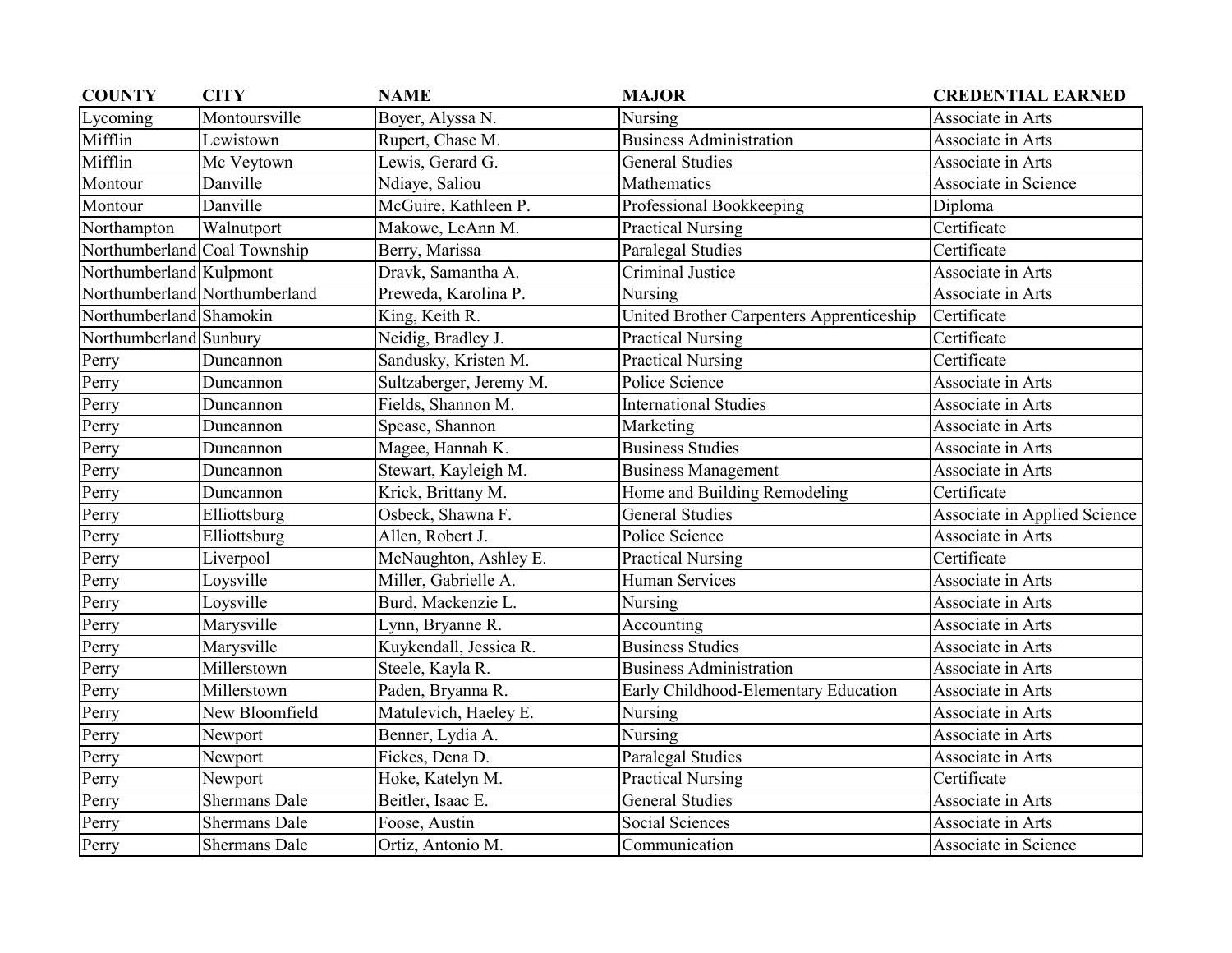| COUNTY | CITY | NAME | MAJOR | CREDENTIAL EARNED |
|---|---|---|---|---|
| Lycoming | Montoursville | Boyer, Alyssa N. | Nursing | Associate in Arts |
| Mifflin | Lewistown | Rupert, Chase M. | Business Administration | Associate in Arts |
| Mifflin | Mc Veytown | Lewis, Gerard G. | General Studies | Associate in Arts |
| Montour | Danville | Ndiaye, Saliou | Mathematics | Associate in Science |
| Montour | Danville | McGuire, Kathleen P. | Professional Bookkeeping | Diploma |
| Northampton | Walnutport | Makowe, LeAnn M. | Practical Nursing | Certificate |
| Northumberland | Coal Township | Berry, Marissa | Paralegal Studies | Certificate |
| Northumberland | Kulpmont | Dravk, Samantha A. | Criminal Justice | Associate in Arts |
| Northumberland | Northumberland | Preweda, Karolina P. | Nursing | Associate in Arts |
| Northumberland | Shamokin | King, Keith R. | United Brother Carpenters Apprenticeship | Certificate |
| Northumberland | Sunbury | Neidig, Bradley J. | Practical Nursing | Certificate |
| Perry | Duncannon | Sandusky, Kristen M. | Practical Nursing | Certificate |
| Perry | Duncannon | Sultzaberger, Jeremy M. | Police Science | Associate in Arts |
| Perry | Duncannon | Fields, Shannon M. | International Studies | Associate in Arts |
| Perry | Duncannon | Spease, Shannon | Marketing | Associate in Arts |
| Perry | Duncannon | Magee, Hannah K. | Business Studies | Associate in Arts |
| Perry | Duncannon | Stewart, Kayleigh M. | Business Management | Associate in Arts |
| Perry | Duncannon | Krick, Brittany M. | Home and Building Remodeling | Certificate |
| Perry | Elliottsburg | Osbeck, Shawna F. | General Studies | Associate in Applied Science |
| Perry | Elliottsburg | Allen, Robert J. | Police Science | Associate in Arts |
| Perry | Liverpool | McNaughton, Ashley E. | Practical Nursing | Certificate |
| Perry | Loysville | Miller, Gabrielle A. | Human Services | Associate in Arts |
| Perry | Loysville | Burd, Mackenzie L. | Nursing | Associate in Arts |
| Perry | Marysville | Lynn, Bryanne R. | Accounting | Associate in Arts |
| Perry | Marysville | Kuykendall, Jessica R. | Business Studies | Associate in Arts |
| Perry | Millerstown | Steele, Kayla R. | Business Administration | Associate in Arts |
| Perry | Millerstown | Paden, Bryanna R. | Early Childhood-Elementary Education | Associate in Arts |
| Perry | New Bloomfield | Matulevich, Haeley E. | Nursing | Associate in Arts |
| Perry | Newport | Benner, Lydia A. | Nursing | Associate in Arts |
| Perry | Newport | Fickes, Dena D. | Paralegal Studies | Associate in Arts |
| Perry | Newport | Hoke, Katelyn M. | Practical Nursing | Certificate |
| Perry | Shermans Dale | Beitler, Isaac E. | General Studies | Associate in Arts |
| Perry | Shermans Dale | Foose, Austin | Social Sciences | Associate in Arts |
| Perry | Shermans Dale | Ortiz, Antonio M. | Communication | Associate in Science |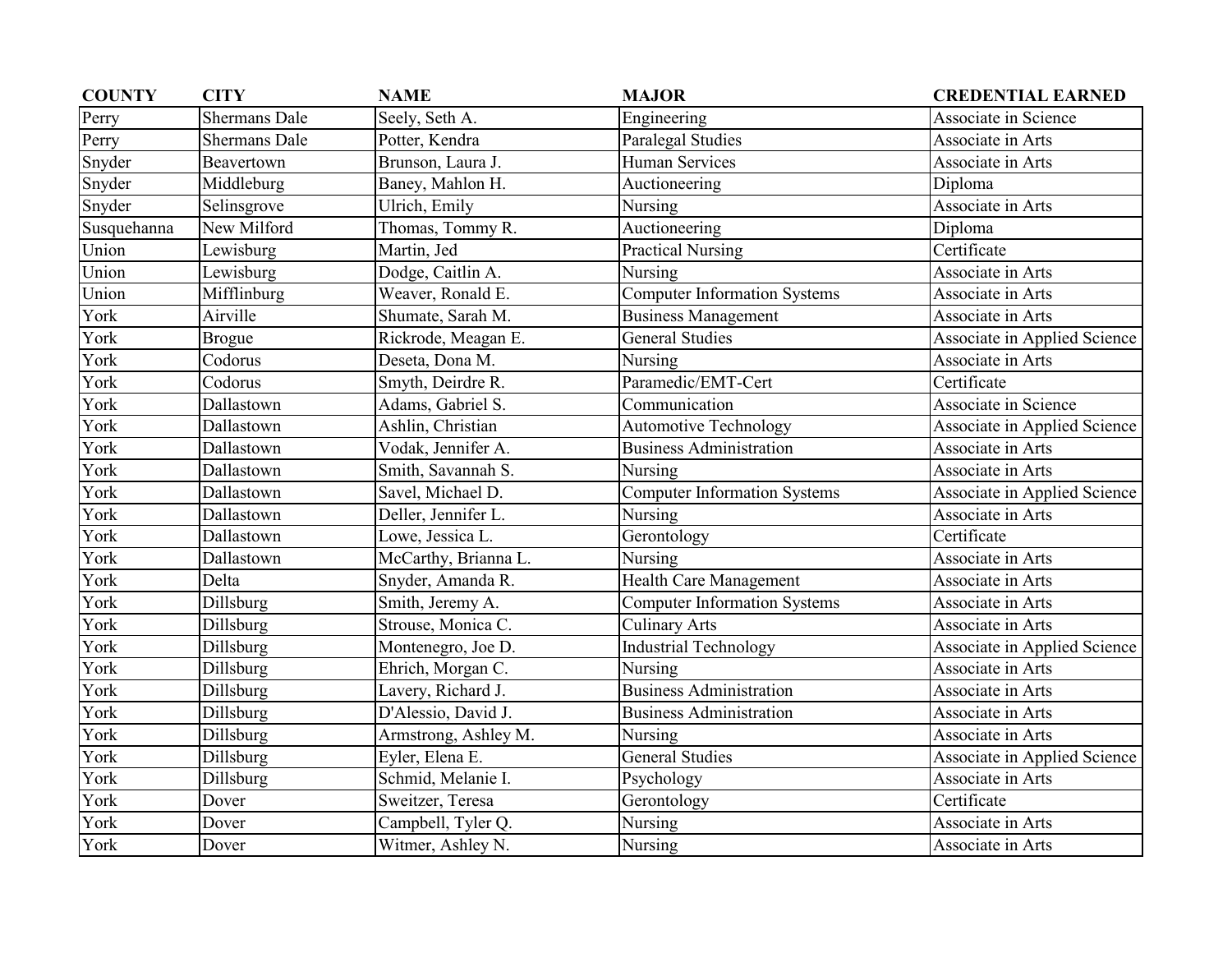| COUNTY | CITY | NAME | MAJOR | CREDENTIAL EARNED |
|---|---|---|---|---|
| Perry | Shermans Dale | Seely, Seth A. | Engineering | Associate in Science |
| Perry | Shermans Dale | Potter, Kendra | Paralegal Studies | Associate in Arts |
| Snyder | Beavertown | Brunson, Laura J. | Human Services | Associate in Arts |
| Snyder | Middleburg | Baney, Mahlon H. | Auctioneering | Diploma |
| Snyder | Selinsgrove | Ulrich, Emily | Nursing | Associate in Arts |
| Susquehanna | New Milford | Thomas, Tommy R. | Auctioneering | Diploma |
| Union | Lewisburg | Martin, Jed | Practical Nursing | Certificate |
| Union | Lewisburg | Dodge, Caitlin A. | Nursing | Associate in Arts |
| Union | Mifflinburg | Weaver, Ronald E. | Computer Information Systems | Associate in Arts |
| York | Airville | Shumate, Sarah M. | Business Management | Associate in Arts |
| York | Brogue | Rickrode, Meagan E. | General Studies | Associate in Applied Science |
| York | Codorus | Deseta, Dona M. | Nursing | Associate in Arts |
| York | Codorus | Smyth, Deirdre R. | Paramedic/EMT-Cert | Certificate |
| York | Dallastown | Adams, Gabriel S. | Communication | Associate in Science |
| York | Dallastown | Ashlin, Christian | Automotive Technology | Associate in Applied Science |
| York | Dallastown | Vodak, Jennifer A. | Business Administration | Associate in Arts |
| York | Dallastown | Smith, Savannah S. | Nursing | Associate in Arts |
| York | Dallastown | Savel, Michael D. | Computer Information Systems | Associate in Applied Science |
| York | Dallastown | Deller, Jennifer L. | Nursing | Associate in Arts |
| York | Dallastown | Lowe, Jessica L. | Gerontology | Certificate |
| York | Dallastown | McCarthy, Brianna L. | Nursing | Associate in Arts |
| York | Delta | Snyder, Amanda R. | Health Care Management | Associate in Arts |
| York | Dillsburg | Smith, Jeremy A. | Computer Information Systems | Associate in Arts |
| York | Dillsburg | Strouse, Monica C. | Culinary Arts | Associate in Arts |
| York | Dillsburg | Montenegro, Joe D. | Industrial Technology | Associate in Applied Science |
| York | Dillsburg | Ehrich, Morgan C. | Nursing | Associate in Arts |
| York | Dillsburg | Lavery, Richard J. | Business Administration | Associate in Arts |
| York | Dillsburg | D'Alessio, David J. | Business Administration | Associate in Arts |
| York | Dillsburg | Armstrong, Ashley M. | Nursing | Associate in Arts |
| York | Dillsburg | Eyler, Elena E. | General Studies | Associate in Applied Science |
| York | Dillsburg | Schmid, Melanie I. | Psychology | Associate in Arts |
| York | Dover | Sweitzer, Teresa | Gerontology | Certificate |
| York | Dover | Campbell, Tyler Q. | Nursing | Associate in Arts |
| York | Dover | Witmer, Ashley N. | Nursing | Associate in Arts |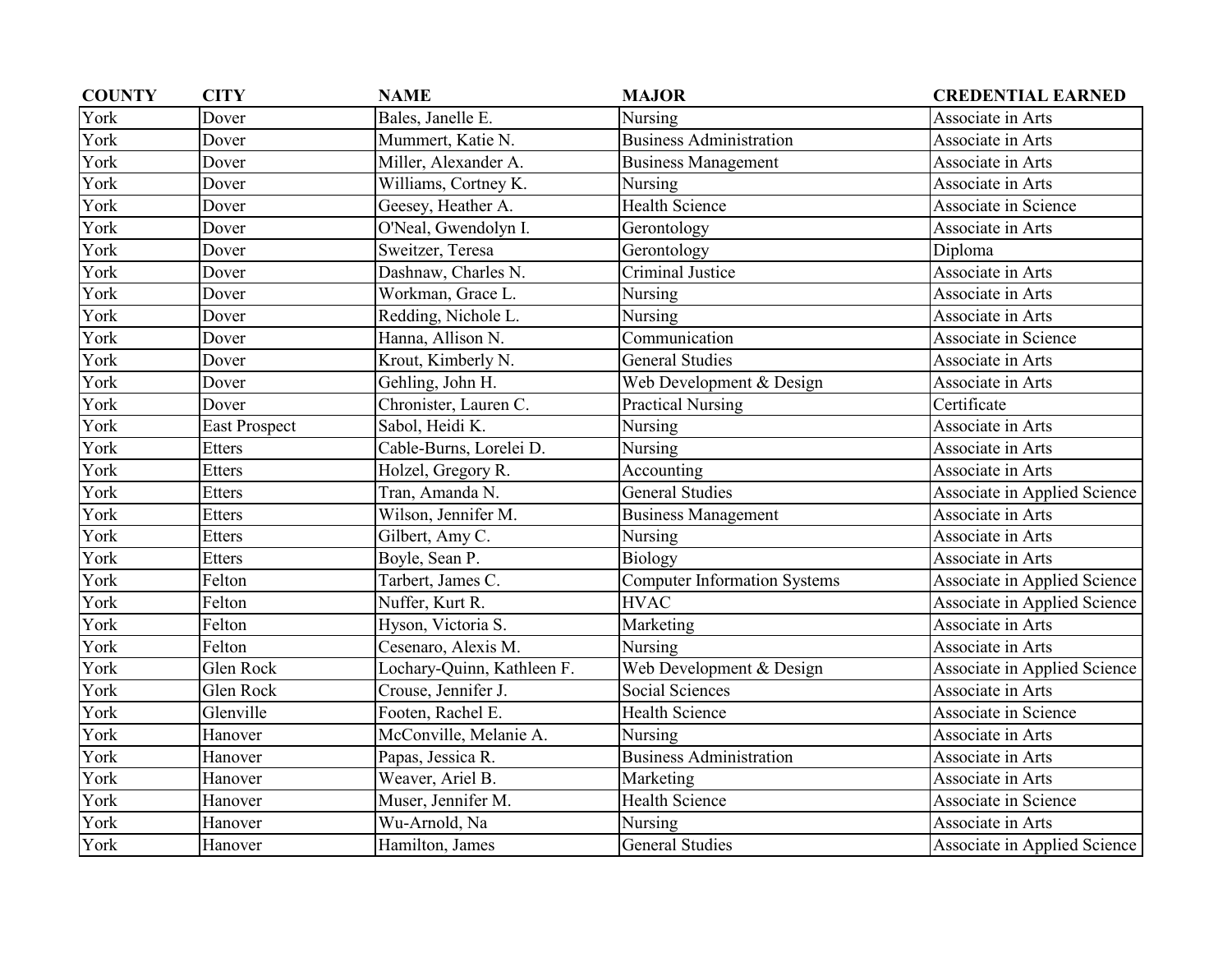| COUNTY | CITY | NAME | MAJOR | CREDENTIAL EARNED |
|---|---|---|---|---|
| York | Dover | Bales, Janelle E. | Nursing | Associate in Arts |
| York | Dover | Mummert, Katie N. | Business Administration | Associate in Arts |
| York | Dover | Miller, Alexander A. | Business Management | Associate in Arts |
| York | Dover | Williams, Cortney K. | Nursing | Associate in Arts |
| York | Dover | Geesey, Heather A. | Health Science | Associate in Science |
| York | Dover | O'Neal, Gwendolyn I. | Gerontology | Associate in Arts |
| York | Dover | Sweitzer, Teresa | Gerontology | Diploma |
| York | Dover | Dashnaw, Charles N. | Criminal Justice | Associate in Arts |
| York | Dover | Workman, Grace L. | Nursing | Associate in Arts |
| York | Dover | Redding, Nichole L. | Nursing | Associate in Arts |
| York | Dover | Hanna, Allison N. | Communication | Associate in Science |
| York | Dover | Krout, Kimberly N. | General Studies | Associate in Arts |
| York | Dover | Gehling, John H. | Web Development & Design | Associate in Arts |
| York | Dover | Chronister, Lauren C. | Practical Nursing | Certificate |
| York | East Prospect | Sabol, Heidi K. | Nursing | Associate in Arts |
| York | Etters | Cable-Burns, Lorelei D. | Nursing | Associate in Arts |
| York | Etters | Holzel, Gregory R. | Accounting | Associate in Arts |
| York | Etters | Tran, Amanda N. | General Studies | Associate in Applied Science |
| York | Etters | Wilson, Jennifer M. | Business Management | Associate in Arts |
| York | Etters | Gilbert, Amy C. | Nursing | Associate in Arts |
| York | Etters | Boyle, Sean P. | Biology | Associate in Arts |
| York | Felton | Tarbert, James C. | Computer Information Systems | Associate in Applied Science |
| York | Felton | Nuffer, Kurt R. | HVAC | Associate in Applied Science |
| York | Felton | Hyson, Victoria S. | Marketing | Associate in Arts |
| York | Felton | Cesenaro, Alexis M. | Nursing | Associate in Arts |
| York | Glen Rock | Lochary-Quinn, Kathleen F. | Web Development & Design | Associate in Applied Science |
| York | Glen Rock | Crouse, Jennifer J. | Social Sciences | Associate in Arts |
| York | Glenville | Footen, Rachel E. | Health Science | Associate in Science |
| York | Hanover | McConville, Melanie A. | Nursing | Associate in Arts |
| York | Hanover | Papas, Jessica R. | Business Administration | Associate in Arts |
| York | Hanover | Weaver, Ariel B. | Marketing | Associate in Arts |
| York | Hanover | Muser, Jennifer M. | Health Science | Associate in Science |
| York | Hanover | Wu-Arnold, Na | Nursing | Associate in Arts |
| York | Hanover | Hamilton, James | General Studies | Associate in Applied Science |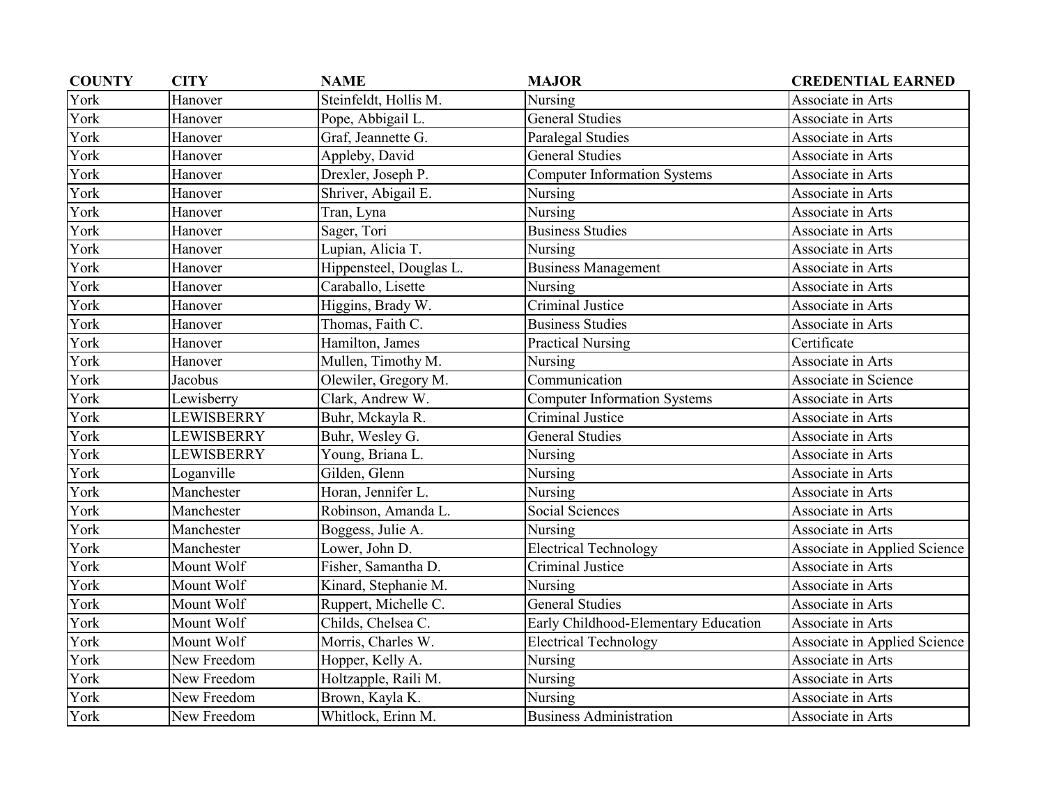| COUNTY | CITY | NAME | MAJOR | CREDENTIAL EARNED |
|---|---|---|---|---|
| York | Hanover | Steinfeldt, Hollis M. | Nursing | Associate in Arts |
| York | Hanover | Pope, Abbigail L. | General Studies | Associate in Arts |
| York | Hanover | Graf, Jeannette G. | Paralegal Studies | Associate in Arts |
| York | Hanover | Appleby, David | General Studies | Associate in Arts |
| York | Hanover | Drexler, Joseph P. | Computer Information Systems | Associate in Arts |
| York | Hanover | Shriver, Abigail E. | Nursing | Associate in Arts |
| York | Hanover | Tran, Lyna | Nursing | Associate in Arts |
| York | Hanover | Sager, Tori | Business Studies | Associate in Arts |
| York | Hanover | Lupian, Alicia T. | Nursing | Associate in Arts |
| York | Hanover | Hippensteel, Douglas L. | Business Management | Associate in Arts |
| York | Hanover | Caraballo, Lisette | Nursing | Associate in Arts |
| York | Hanover | Higgins, Brady W. | Criminal Justice | Associate in Arts |
| York | Hanover | Thomas, Faith C. | Business Studies | Associate in Arts |
| York | Hanover | Hamilton, James | Practical Nursing | Certificate |
| York | Hanover | Mullen, Timothy M. | Nursing | Associate in Arts |
| York | Jacobus | Olewiler, Gregory M. | Communication | Associate in Science |
| York | Lewisberry | Clark, Andrew W. | Computer Information Systems | Associate in Arts |
| York | LEWISBERRY | Buhr, Mckayla R. | Criminal Justice | Associate in Arts |
| York | LEWISBERRY | Buhr, Wesley G. | General Studies | Associate in Arts |
| York | LEWISBERRY | Young, Briana L. | Nursing | Associate in Arts |
| York | Loganville | Gilden, Glenn | Nursing | Associate in Arts |
| York | Manchester | Horan, Jennifer L. | Nursing | Associate in Arts |
| York | Manchester | Robinson, Amanda L. | Social Sciences | Associate in Arts |
| York | Manchester | Boggess, Julie A. | Nursing | Associate in Arts |
| York | Manchester | Lower, John D. | Electrical Technology | Associate in Applied Science |
| York | Mount Wolf | Fisher, Samantha D. | Criminal Justice | Associate in Arts |
| York | Mount Wolf | Kinard, Stephanie M. | Nursing | Associate in Arts |
| York | Mount Wolf | Ruppert, Michelle C. | General Studies | Associate in Arts |
| York | Mount Wolf | Childs, Chelsea C. | Early Childhood-Elementary Education | Associate in Arts |
| York | Mount Wolf | Morris, Charles W. | Electrical Technology | Associate in Applied Science |
| York | New Freedom | Hopper, Kelly A. | Nursing | Associate in Arts |
| York | New Freedom | Holtzapple, Raili M. | Nursing | Associate in Arts |
| York | New Freedom | Brown, Kayla K. | Nursing | Associate in Arts |
| York | New Freedom | Whitlock, Erinn M. | Business Administration | Associate in Arts |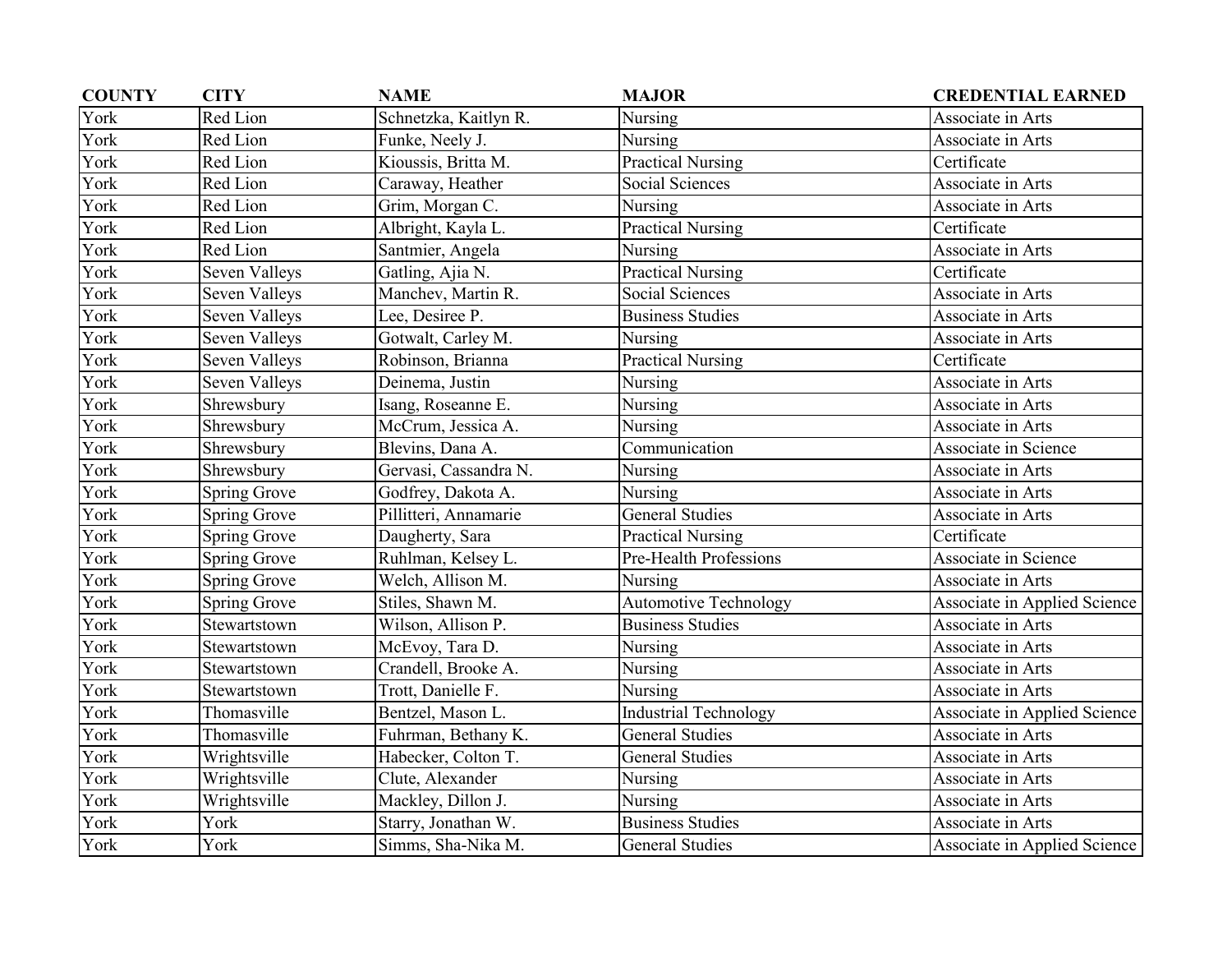| COUNTY | CITY | NAME | MAJOR | CREDENTIAL EARNED |
| --- | --- | --- | --- | --- |
| York | Red Lion | Schnetzka, Kaitlyn R. | Nursing | Associate in Arts |
| York | Red Lion | Funke, Neely J. | Nursing | Associate in Arts |
| York | Red Lion | Kioussis, Britta M. | Practical Nursing | Certificate |
| York | Red Lion | Caraway, Heather | Social Sciences | Associate in Arts |
| York | Red Lion | Grim, Morgan C. | Nursing | Associate in Arts |
| York | Red Lion | Albright, Kayla L. | Practical Nursing | Certificate |
| York | Red Lion | Santmier, Angela | Nursing | Associate in Arts |
| York | Seven Valleys | Gatling, Ajia N. | Practical Nursing | Certificate |
| York | Seven Valleys | Manchev, Martin R. | Social Sciences | Associate in Arts |
| York | Seven Valleys | Lee, Desiree P. | Business Studies | Associate in Arts |
| York | Seven Valleys | Gotwalt, Carley M. | Nursing | Associate in Arts |
| York | Seven Valleys | Robinson, Brianna | Practical Nursing | Certificate |
| York | Seven Valleys | Deinema, Justin | Nursing | Associate in Arts |
| York | Shrewsbury | Isang, Roseanne E. | Nursing | Associate in Arts |
| York | Shrewsbury | McCrum, Jessica A. | Nursing | Associate in Arts |
| York | Shrewsbury | Blevins, Dana A. | Communication | Associate in Science |
| York | Shrewsbury | Gervasi, Cassandra N. | Nursing | Associate in Arts |
| York | Spring Grove | Godfrey, Dakota A. | Nursing | Associate in Arts |
| York | Spring Grove | Pillitteri, Annamarie | General Studies | Associate in Arts |
| York | Spring Grove | Daugherty, Sara | Practical Nursing | Certificate |
| York | Spring Grove | Ruhlman, Kelsey L. | Pre-Health Professions | Associate in Science |
| York | Spring Grove | Welch, Allison M. | Nursing | Associate in Arts |
| York | Spring Grove | Stiles, Shawn M. | Automotive Technology | Associate in Applied Science |
| York | Stewartstown | Wilson, Allison P. | Business Studies | Associate in Arts |
| York | Stewartstown | McEvoy, Tara D. | Nursing | Associate in Arts |
| York | Stewartstown | Crandell, Brooke A. | Nursing | Associate in Arts |
| York | Stewartstown | Trott, Danielle F. | Nursing | Associate in Arts |
| York | Thomasville | Bentzel, Mason L. | Industrial Technology | Associate in Applied Science |
| York | Thomasville | Fuhrman, Bethany K. | General Studies | Associate in Arts |
| York | Wrightsville | Habecker, Colton T. | General Studies | Associate in Arts |
| York | Wrightsville | Clute, Alexander | Nursing | Associate in Arts |
| York | Wrightsville | Mackley, Dillon J. | Nursing | Associate in Arts |
| York | York | Starry, Jonathan W. | Business Studies | Associate in Arts |
| York | York | Simms, Sha-Nika M. | General Studies | Associate in Applied Science |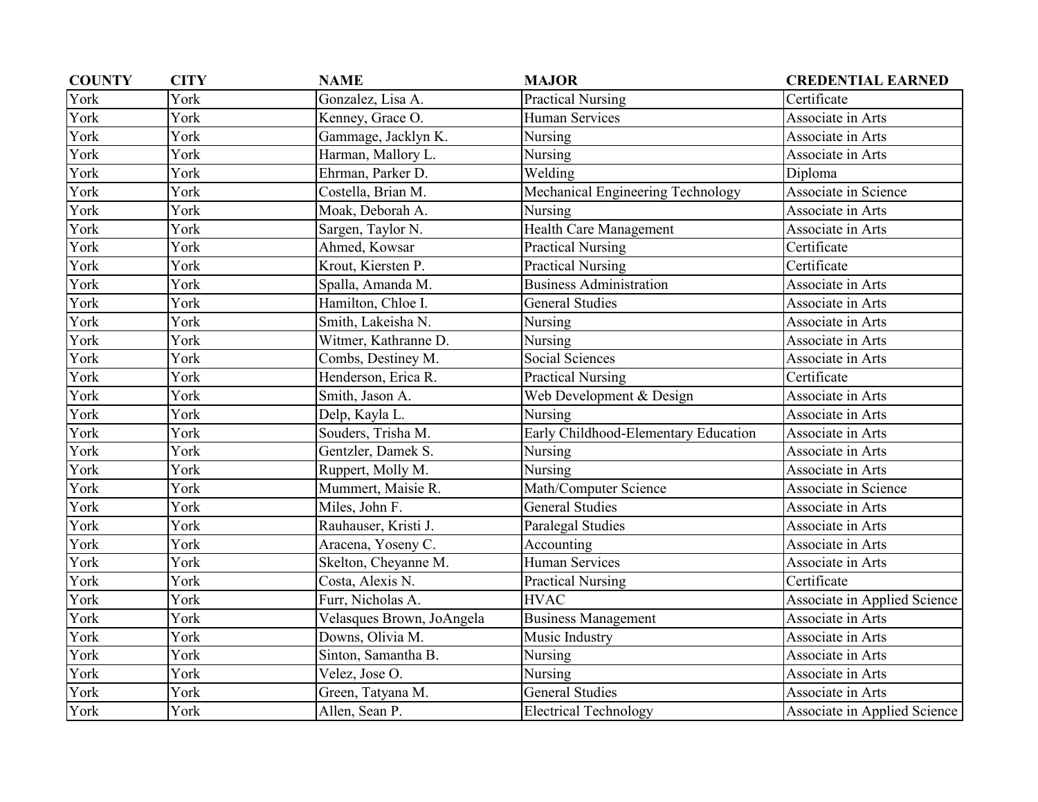| COUNTY | CITY | NAME | MAJOR | CREDENTIAL EARNED |
|---|---|---|---|---|
| York | York | Gonzalez, Lisa A. | Practical Nursing | Certificate |
| York | York | Kenney, Grace O. | Human Services | Associate in Arts |
| York | York | Gammage, Jacklyn K. | Nursing | Associate in Arts |
| York | York | Harman, Mallory L. | Nursing | Associate in Arts |
| York | York | Ehrman, Parker D. | Welding | Diploma |
| York | York | Costella, Brian M. | Mechanical Engineering Technology | Associate in Science |
| York | York | Moak, Deborah A. | Nursing | Associate in Arts |
| York | York | Sargen, Taylor N. | Health Care Management | Associate in Arts |
| York | York | Ahmed, Kowsar | Practical Nursing | Certificate |
| York | York | Krout, Kiersten P. | Practical Nursing | Certificate |
| York | York | Spalla, Amanda M. | Business Administration | Associate in Arts |
| York | York | Hamilton, Chloe I. | General Studies | Associate in Arts |
| York | York | Smith, Lakeisha N. | Nursing | Associate in Arts |
| York | York | Witmer, Kathranne D. | Nursing | Associate in Arts |
| York | York | Combs, Destiney M. | Social Sciences | Associate in Arts |
| York | York | Henderson, Erica R. | Practical Nursing | Certificate |
| York | York | Smith, Jason A. | Web Development & Design | Associate in Arts |
| York | York | Delp, Kayla L. | Nursing | Associate in Arts |
| York | York | Souders, Trisha M. | Early Childhood-Elementary Education | Associate in Arts |
| York | York | Gentzler, Damek S. | Nursing | Associate in Arts |
| York | York | Ruppert, Molly M. | Nursing | Associate in Arts |
| York | York | Mummert, Maisie R. | Math/Computer Science | Associate in Science |
| York | York | Miles, John F. | General Studies | Associate in Arts |
| York | York | Rauhauser, Kristi J. | Paralegal Studies | Associate in Arts |
| York | York | Aracena, Yoseny C. | Accounting | Associate in Arts |
| York | York | Skelton, Cheyanne M. | Human Services | Associate in Arts |
| York | York | Costa, Alexis N. | Practical Nursing | Certificate |
| York | York | Furr, Nicholas A. | HVAC | Associate in Applied Science |
| York | York | Velasques Brown, JoAngela | Business Management | Associate in Arts |
| York | York | Downs, Olivia M. | Music Industry | Associate in Arts |
| York | York | Sinton, Samantha B. | Nursing | Associate in Arts |
| York | York | Velez, Jose O. | Nursing | Associate in Arts |
| York | York | Green, Tatyana M. | General Studies | Associate in Arts |
| York | York | Allen, Sean P. | Electrical Technology | Associate in Applied Science |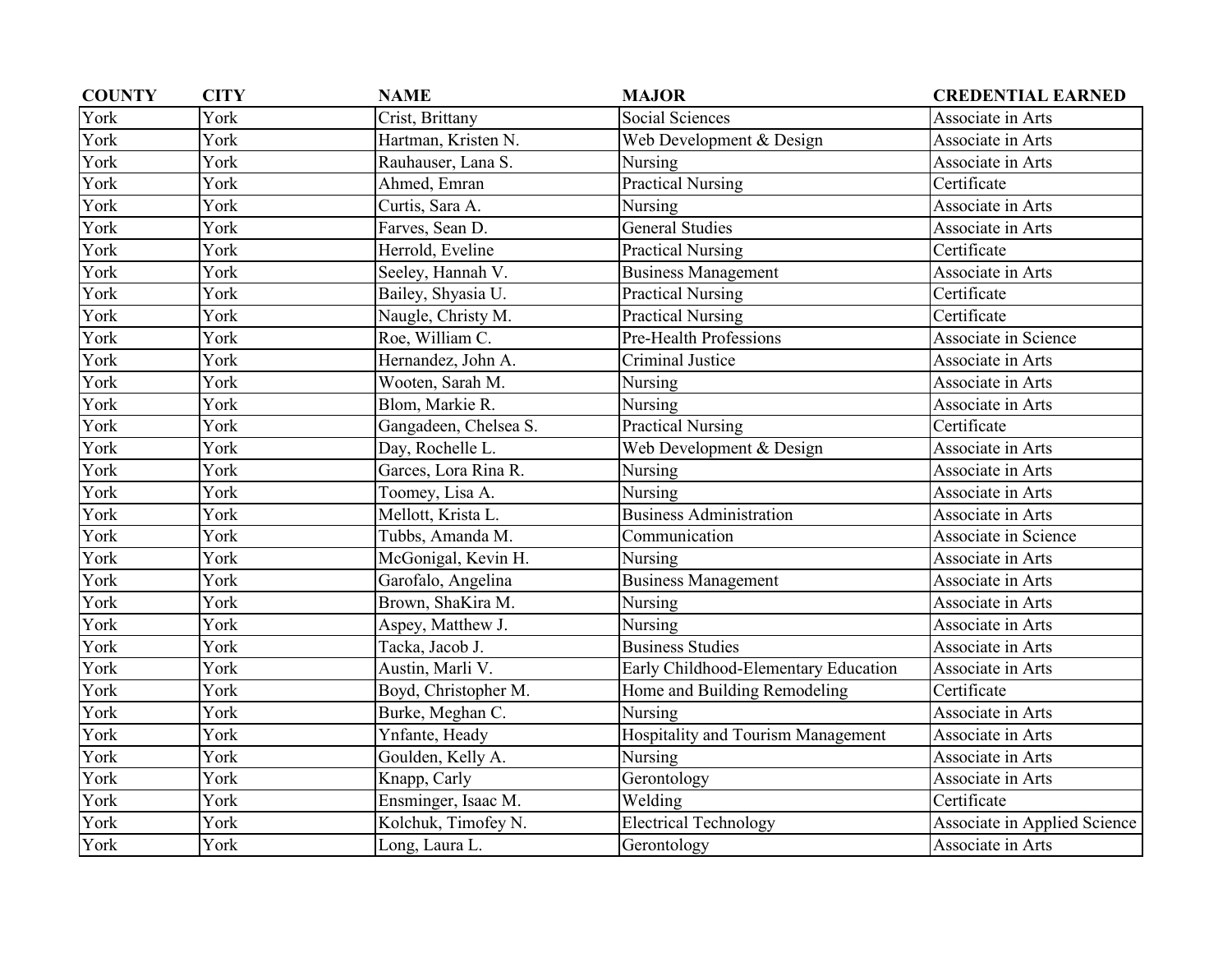| COUNTY | CITY | NAME | MAJOR | CREDENTIAL EARNED |
|---|---|---|---|---|
| York | York | Crist, Brittany | Social Sciences | Associate in Arts |
| York | York | Hartman, Kristen N. | Web Development & Design | Associate in Arts |
| York | York | Rauhauser, Lana S. | Nursing | Associate in Arts |
| York | York | Ahmed, Emran | Practical Nursing | Certificate |
| York | York | Curtis, Sara A. | Nursing | Associate in Arts |
| York | York | Farves, Sean D. | General Studies | Associate in Arts |
| York | York | Herrold, Eveline | Practical Nursing | Certificate |
| York | York | Seeley, Hannah V. | Business Management | Associate in Arts |
| York | York | Bailey, Shyasia U. | Practical Nursing | Certificate |
| York | York | Naugle, Christy M. | Practical Nursing | Certificate |
| York | York | Roe, William C. | Pre-Health Professions | Associate in Science |
| York | York | Hernandez, John A. | Criminal Justice | Associate in Arts |
| York | York | Wooten, Sarah M. | Nursing | Associate in Arts |
| York | York | Blom, Markie R. | Nursing | Associate in Arts |
| York | York | Gangadeen, Chelsea S. | Practical Nursing | Certificate |
| York | York | Day, Rochelle L. | Web Development & Design | Associate in Arts |
| York | York | Garces, Lora Rina R. | Nursing | Associate in Arts |
| York | York | Toomey, Lisa A. | Nursing | Associate in Arts |
| York | York | Mellott, Krista L. | Business Administration | Associate in Arts |
| York | York | Tubbs, Amanda M. | Communication | Associate in Science |
| York | York | McGonigal, Kevin H. | Nursing | Associate in Arts |
| York | York | Garofalo, Angelina | Business Management | Associate in Arts |
| York | York | Brown, ShaKira M. | Nursing | Associate in Arts |
| York | York | Aspey, Matthew J. | Nursing | Associate in Arts |
| York | York | Tacka, Jacob J. | Business Studies | Associate in Arts |
| York | York | Austin, Marli V. | Early Childhood-Elementary Education | Associate in Arts |
| York | York | Boyd, Christopher M. | Home and Building Remodeling | Certificate |
| York | York | Burke, Meghan C. | Nursing | Associate in Arts |
| York | York | Ynfante, Heady | Hospitality and Tourism Management | Associate in Arts |
| York | York | Goulden, Kelly A. | Nursing | Associate in Arts |
| York | York | Knapp, Carly | Gerontology | Associate in Arts |
| York | York | Ensminger, Isaac M. | Welding | Certificate |
| York | York | Kolchuk, Timofey N. | Electrical Technology | Associate in Applied Science |
| York | York | Long, Laura L. | Gerontology | Associate in Arts |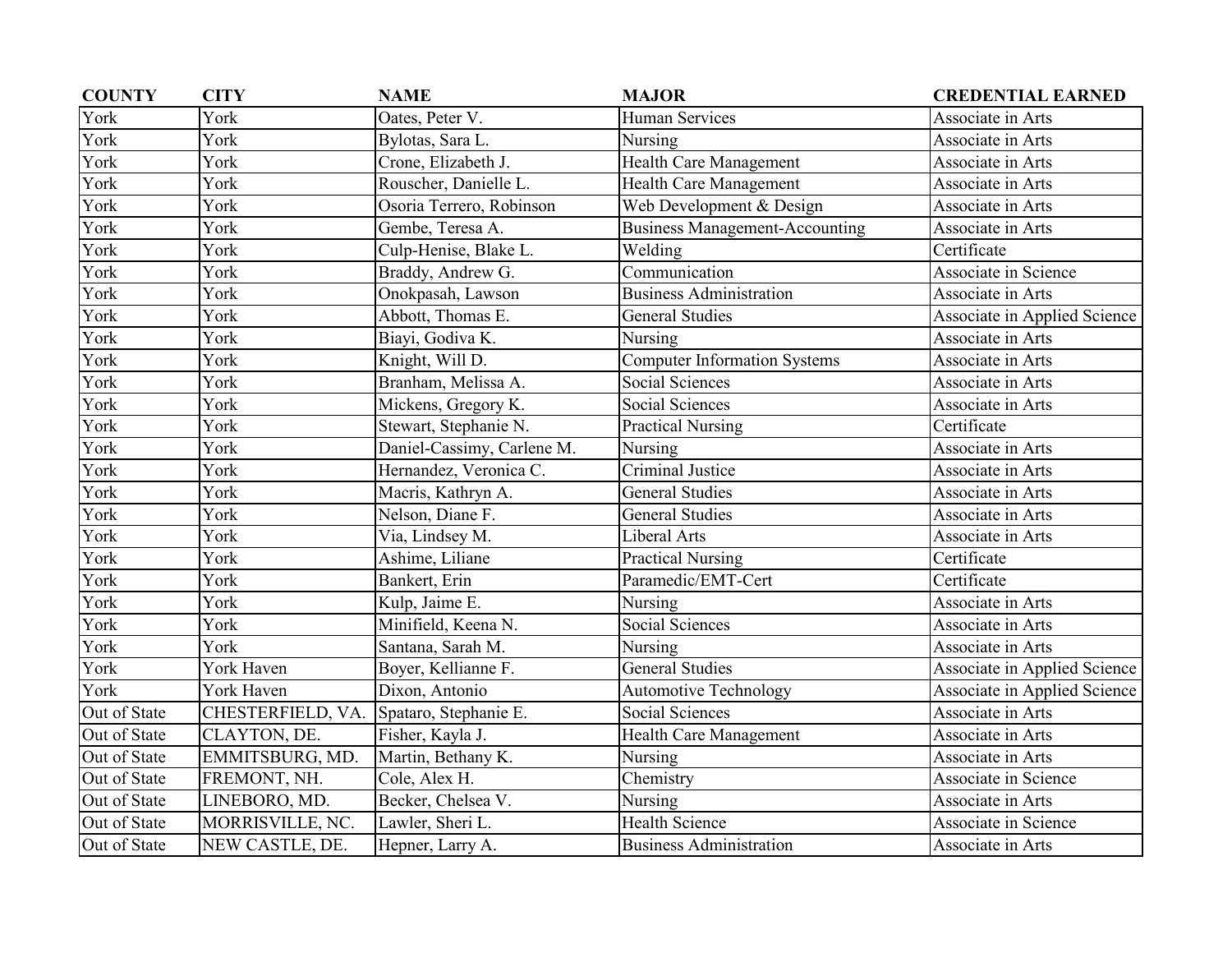| COUNTY | CITY | NAME | MAJOR | CREDENTIAL EARNED |
| --- | --- | --- | --- | --- |
| York | York | Oates, Peter V. | Human Services | Associate in Arts |
| York | York | Bylotas, Sara L. | Nursing | Associate in Arts |
| York | York | Crone, Elizabeth J. | Health Care Management | Associate in Arts |
| York | York | Rouscher, Danielle L. | Health Care Management | Associate in Arts |
| York | York | Osoria Terrero, Robinson | Web Development & Design | Associate in Arts |
| York | York | Gembe, Teresa A. | Business Management-Accounting | Associate in Arts |
| York | York | Culp-Henise, Blake L. | Welding | Certificate |
| York | York | Braddy, Andrew G. | Communication | Associate in Science |
| York | York | Onokpasah, Lawson | Business Administration | Associate in Arts |
| York | York | Abbott, Thomas E. | General Studies | Associate in Applied Science |
| York | York | Biayi, Godiva K. | Nursing | Associate in Arts |
| York | York | Knight, Will D. | Computer Information Systems | Associate in Arts |
| York | York | Branham, Melissa A. | Social Sciences | Associate in Arts |
| York | York | Mickens, Gregory K. | Social Sciences | Associate in Arts |
| York | York | Stewart, Stephanie N. | Practical Nursing | Certificate |
| York | York | Daniel-Cassimy, Carlene M. | Nursing | Associate in Arts |
| York | York | Hernandez, Veronica C. | Criminal Justice | Associate in Arts |
| York | York | Macris, Kathryn A. | General Studies | Associate in Arts |
| York | York | Nelson, Diane F. | General Studies | Associate in Arts |
| York | York | Via, Lindsey M. | Liberal Arts | Associate in Arts |
| York | York | Ashime, Liliane | Practical Nursing | Certificate |
| York | York | Bankert, Erin | Paramedic/EMT-Cert | Certificate |
| York | York | Kulp, Jaime E. | Nursing | Associate in Arts |
| York | York | Minifield, Keena N. | Social Sciences | Associate in Arts |
| York | York | Santana, Sarah M. | Nursing | Associate in Arts |
| York | York Haven | Boyer, Kellianne F. | General Studies | Associate in Applied Science |
| York | York Haven | Dixon, Antonio | Automotive Technology | Associate in Applied Science |
| Out of State | CHESTERFIELD, VA. | Spataro, Stephanie E. | Social Sciences | Associate in Arts |
| Out of State | CLAYTON, DE. | Fisher, Kayla J. | Health Care Management | Associate in Arts |
| Out of State | EMMITSBURG, MD. | Martin, Bethany K. | Nursing | Associate in Arts |
| Out of State | FREMONT, NH. | Cole, Alex H. | Chemistry | Associate in Science |
| Out of State | LINEBORO, MD. | Becker, Chelsea V. | Nursing | Associate in Arts |
| Out of State | MORRISVILLE, NC. | Lawler, Sheri L. | Health Science | Associate in Science |
| Out of State | NEW CASTLE, DE. | Hepner, Larry A. | Business Administration | Associate in Arts |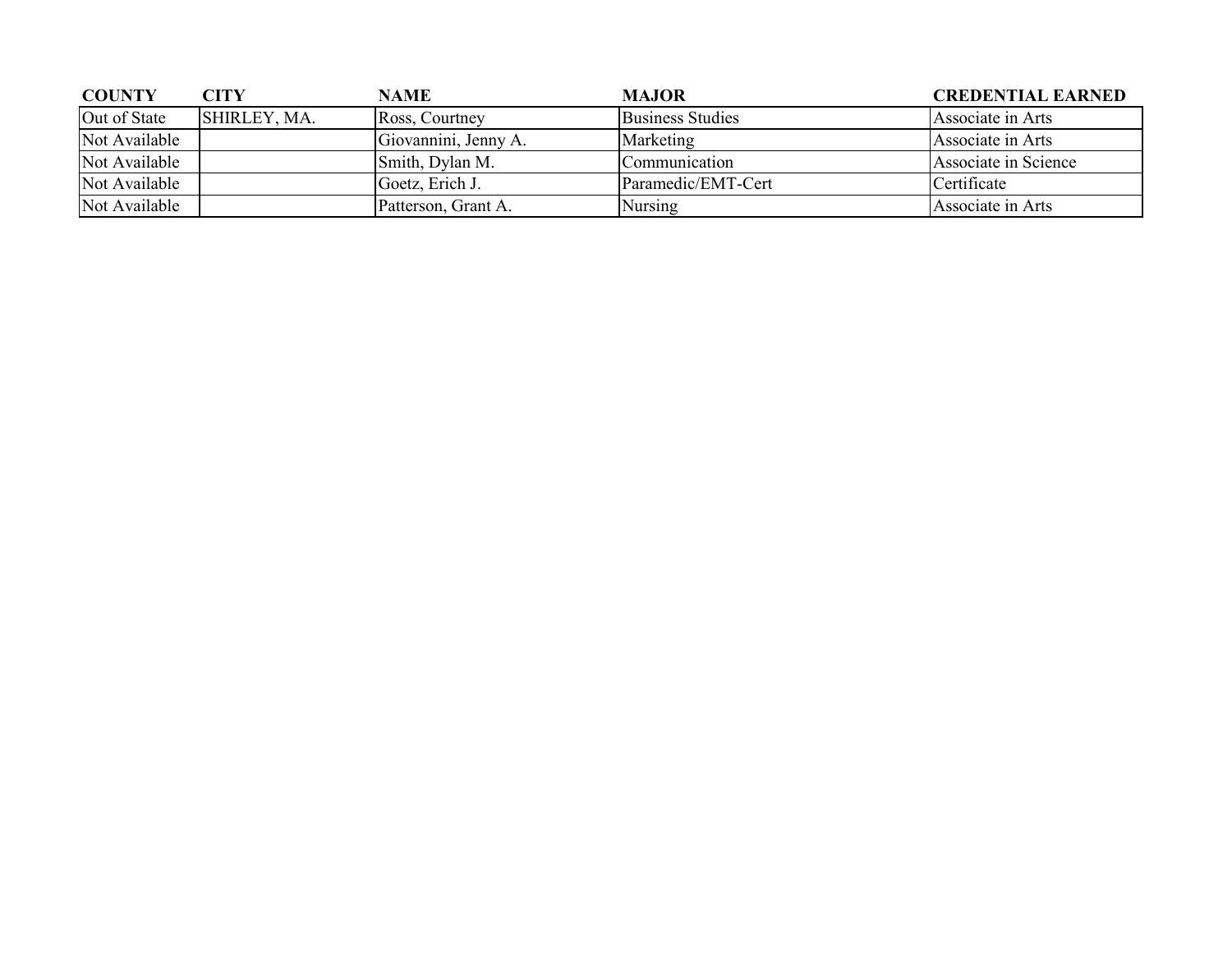| COUNTY | CITY | NAME | MAJOR | CREDENTIAL EARNED |
| --- | --- | --- | --- | --- |
| Out of State | SHIRLEY, MA. | Ross, Courtney | Business Studies | Associate in Arts |
| Not Available | | Giovannini, Jenny A. | Marketing | Associate in Arts |
| Not Available | | Smith, Dylan M. | Communication | Associate in Science |
| Not Available | | Goetz, Erich J. | Paramedic/EMT-Cert | Certificate |
| Not Available | | Patterson, Grant A. | Nursing | Associate in Arts |